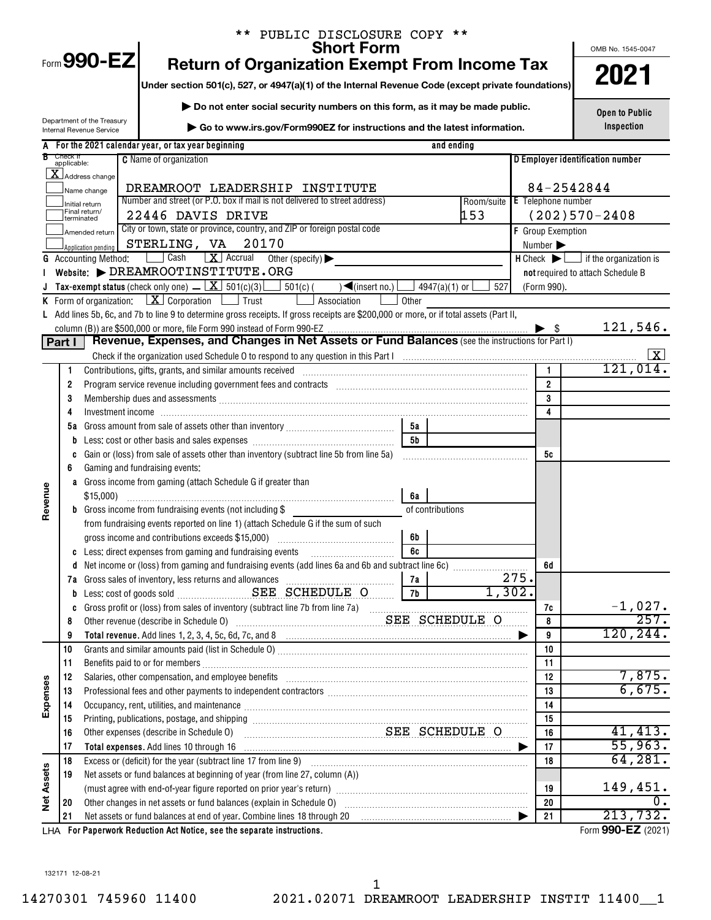** PUBLIC DISCLOSURE COPY **

# Form 990-EZ

## Short Form
## Return of Organization Exempt From Income Tax

**Under section 501(c), 527, or 4947(a)(1) of the Internal Revenue Code (except private foundations)**

▶ Do not enter social security numbers on this form, as it may be made public.

▶ Go to www.irs.gov/Form990EZ for instructions and the latest information.

Department of the Treasury
Internal Revenue Service

OMB No. 1545-0047

**2021**

**Open to Public Inspection**

**A** For the 2021 calendar year, or tax year beginning and ending

**B** Check if applicable:
- [X] Address change
- [ ] Name change
- [ ] Initial return
- [ ] Final return/terminated
- [ ] Amended return
- [ ] Application pending

**C** Name of organization: DREAMROOT LEADERSHIP INSTITUTE

Number and street (or P.O. box if mail is not delivered to street address): 22446 DAVIS DRIVE — Room/suite: 153

City or town, state or province, country, and ZIP or foreign postal code: STERLING, VA 20170

**D** Employer identification number: 84-2542844

**E** Telephone number: (202)570-2408

**F** Group Exemption Number ▶

**G** Accounting Method: [ ] Cash [X] Accrual Other (specify) ▶

**H** Check ▶ [ ] if the organization is **not** required to attach Schedule B (Form 990).

**I** Website: ▶ DREAMROOTINSTITUTE.ORG

**J** Tax-exempt status (check only one) – [X] 501(c)(3) [ ] 501(c) ( ) ◀(insert no.) [ ] 4947(a)(1) or [ ] 527

**K** Form of organization: [X] Corporation [ ] Trust [ ] Association [ ] Other

**L** Add lines 5b, 6c, and 7b to line 9 to determine gross receipts. If gross receipts are $200,000 or more, or if total assets (Part II, column (B)) are $500,000 or more, file Form 990 instead of Form 990-EZ ▶ $ 121,546.

## Part I — Revenue, Expenses, and Changes in Net Assets or Fund Balances (see the instructions for Part I)

Check if the organization used Schedule O to respond to any question in this Part I [X]

| Section | Line | Description | Sub-line | Sub-amount | Line | Amount |
|---|---|---|---|---|---|---|
| Revenue | 1 | Contributions, gifts, grants, and similar amounts received | | | 1 | 121,014. |
| | 2 | Program service revenue including government fees and contracts | | | 2 | |
| | 3 | Membership dues and assessments | | | 3 | |
| | 4 | Investment income | | | 4 | |
| | 5a | Gross amount from sale of assets other than inventory | 5a | | | |
| | b | Less: cost or other basis and sales expenses | 5b | | | |
| | c | Gain or (loss) from sale of assets other than inventory (subtract line 5b from line 5a) | | | 5c | |
| | 6 | Gaming and fundraising events: | | | | |
| | a | Gross income from gaming (attach Schedule G if greater than $15,000) | 6a | | | |
| | b | Gross income from fundraising events (not including $ of contributions from fundraising events reported on line 1) (attach Schedule G if the sum of such gross income and contributions exceeds $15,000) | 6b | | | |
| | c | Less: direct expenses from gaming and fundraising events | 6c | | | |
| | d | Net income or (loss) from gaming and fundraising events (add lines 6a and 6b and subtract line 6c) | | | 6d | |
| | 7a | Gross sales of inventory, less returns and allowances | 7a | 275. | | |
| | b | Less: cost of goods sold SEE SCHEDULE O | 7b | 1,302. | | |
| | c | Gross profit or (loss) from sales of inventory (subtract line 7b from line 7a) | | | 7c | -1,027. |
| | 8 | Other revenue (describe in Schedule O) SEE SCHEDULE O | | | 8 | 257. |
| | 9 | **Total revenue.** Add lines 1, 2, 3, 4, 5c, 6d, 7c, and 8 ▶ | | | 9 | 120,244. |
| Expenses | 10 | Grants and similar amounts paid (list in Schedule O) | | | 10 | |
| | 11 | Benefits paid to or for members | | | 11 | |
| | 12 | Salaries, other compensation, and employee benefits | | | 12 | 7,875. |
| | 13 | Professional fees and other payments to independent contractors | | | 13 | 6,675. |
| | 14 | Occupancy, rent, utilities, and maintenance | | | 14 | |
| | 15 | Printing, publications, postage, and shipping | | | 15 | |
| | 16 | Other expenses (describe in Schedule O) SEE SCHEDULE O | | | 16 | 41,413. |
| | 17 | **Total expenses.** Add lines 10 through 16 ▶ | | | 17 | 55,963. |
| Net Assets | 18 | Excess or (deficit) for the year (subtract line 17 from line 9) | | | 18 | 64,281. |
| | 19 | Net assets or fund balances at beginning of year (from line 27, column (A)) (must agree with end-of-year figure reported on prior year's return) | | | 19 | 149,451. |
| | 20 | Other changes in net assets or fund balances (explain in Schedule O) | | | 20 | 0. |
| | 21 | Net assets or fund balances at end of year. Combine lines 18 through 20 ▶ | | | 21 | 213,732. |

LHA For Paperwork Reduction Act Notice, see the separate instructions. Form **990-EZ** (2021)

132171 12-08-21

14270301 745960 11400 2021.02071 DREAMROOT LEADERSHIP INSTIT 11400__1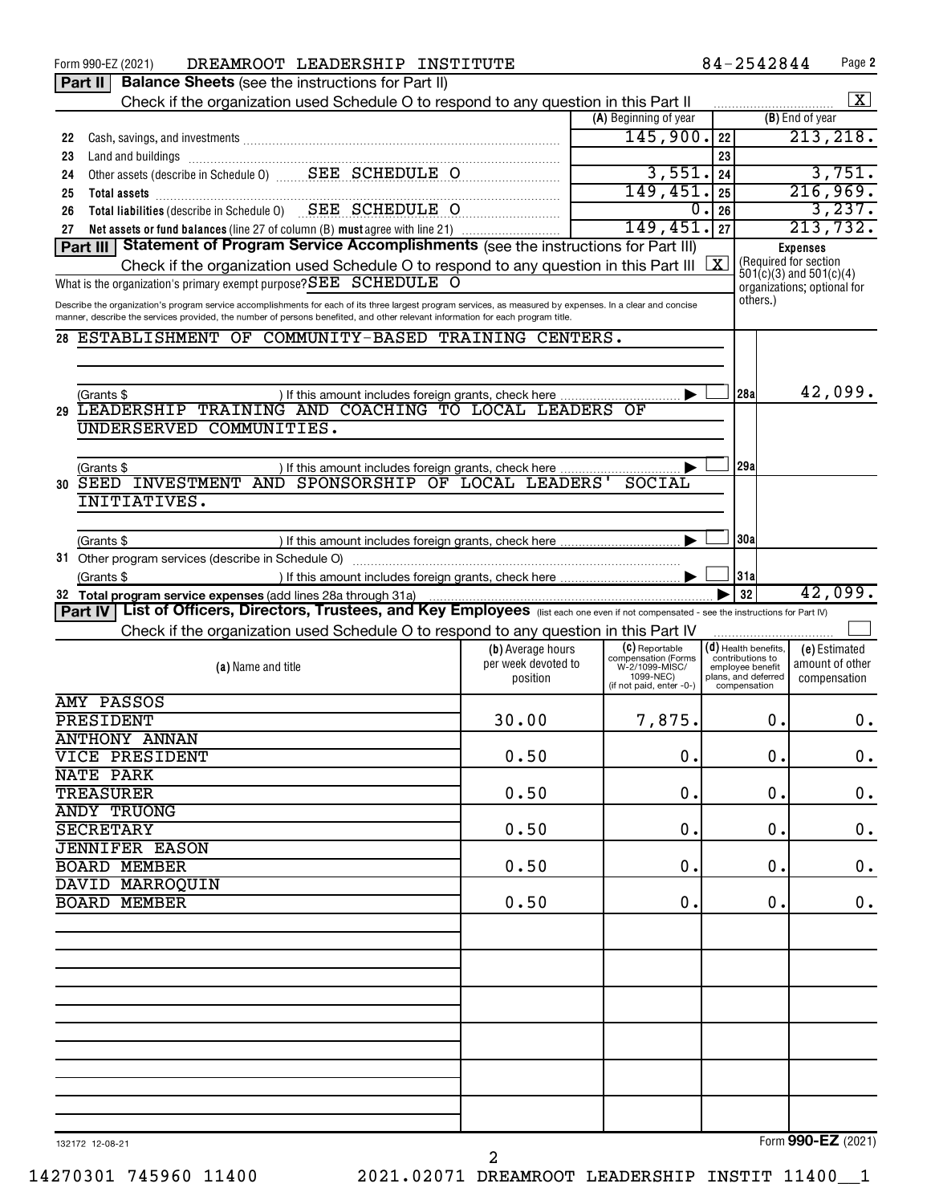Form 990-EZ (2021) DREAMROOT LEADERSHIP INSTITUTE 84-2542844 Page 2

**Part II** **Balance Sheets** (see the instructions for Part II)

Check if the organization used Schedule O to respond to any question in this Part II [X]

| | | (A) Beginning of year | | (B) End of year |
|---|---|---|---|---|
| 22 | Cash, savings, and investments | 145,900. | 22 | 213,218. |
| 23 | Land and buildings | | 23 | |
| 24 | Other assets (describe in Schedule O) SEE SCHEDULE O | 3,551. | 24 | 3,751. |
| 25 | **Total assets** | 149,451. | 25 | 216,969. |
| 26 | **Total liabilities** (describe in Schedule O) SEE SCHEDULE O | 0. | 26 | 3,237. |
| 27 | **Net assets or fund balances** (line 27 of column (B) **must** agree with line 21) | 149,451. | 27 | 213,732. |

**Part III** **Statement of Program Service Accomplishments** (see the instructions for Part III)

Check if the organization used Schedule O to respond to any question in this Part III [X]

What is the organization's primary exempt purpose? SEE SCHEDULE O

Describe the organization's program service accomplishments for each of its three largest program services, as measured by expenses. In a clear and concise manner, describe the services provided, the number of persons benefited, and other relevant information for each program title.

**Expenses** (Required for section 501(c)(3) and 501(c)(4) organizations; optional for others.)

| | | | |
|---|---|---|---|
| 28 | ESTABLISHMENT OF COMMUNITY-BASED TRAINING CENTERS. (Grants $ ) If this amount includes foreign grants, check here | 28a | 42,099. |
| 29 | LEADERSHIP TRAINING AND COACHING TO LOCAL LEADERS OF UNDERSERVED COMMUNITIES. (Grants $ ) If this amount includes foreign grants, check here | 29a | |
| 30 | SEED INVESTMENT AND SPONSORSHIP OF LOCAL LEADERS' SOCIAL INITIATIVES. (Grants $ ) If this amount includes foreign grants, check here | 30a | |
| 31 | Other program services (describe in Schedule O) (Grants $ ) If this amount includes foreign grants, check here | 31a | |
| 32 | **Total program service expenses** (add lines 28a through 31a) | 32 | 42,099. |

**Part IV** **List of Officers, Directors, Trustees, and Key Employees** (list each one even if not compensated - see the instructions for Part IV)

Check if the organization used Schedule O to respond to any question in this Part IV [ ]

| (a) Name and title | (b) Average hours per week devoted to position | (c) Reportable compensation (Forms W-2/1099-MISC/1099-NEC) (if not paid, enter -0-) | (d) Health benefits, contributions to employee benefit plans, and deferred compensation | (e) Estimated amount of other compensation |
|---|---|---|---|---|
| AMY PASSOS<br>PRESIDENT | 30.00 | 7,875. | 0. | 0. |
| ANTHONY ANNAN<br>VICE PRESIDENT | 0.50 | 0. | 0. | 0. |
| NATE PARK<br>TREASURER | 0.50 | 0. | 0. | 0. |
| ANDY TRUONG<br>SECRETARY | 0.50 | 0. | 0. | 0. |
| JENNIFER EASON<br>BOARD MEMBER | 0.50 | 0. | 0. | 0. |
| DAVID MARROQUIN<br>BOARD MEMBER | 0.50 | 0. | 0. | 0. |

132172 12-08-21 Form **990-EZ** (2021)

14270301 745960 11400 2021.02071 DREAMROOT LEADERSHIP INSTIT 11400__1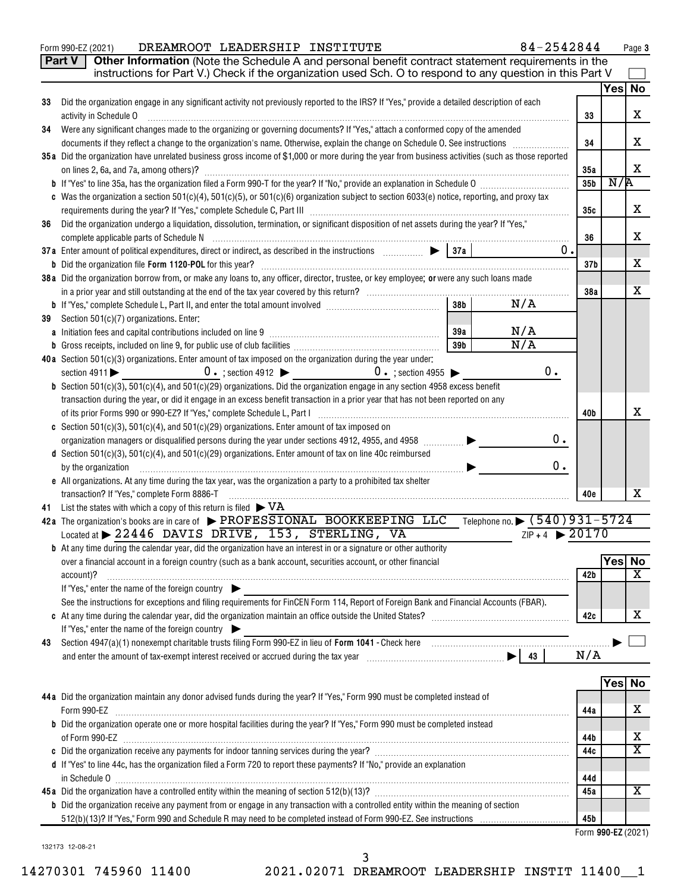Form 990-EZ (2021) DREAMROOT LEADERSHIP INSTITUTE 84-2542844

**Part V** **Other Information** (Note the Schedule A and personal benefit contract statement requirements in the instructions for Part V.) Check if the organization used Sch. O to respond to any question in this Part V ☐

| | | | | Yes | No |
|---|---|---|---|---|---|
| 33 | Did the organization engage in any significant activity not previously reported to the IRS? If "Yes," provide a detailed description of each activity in Schedule O | | 33 | | X |
| 34 | Were any significant changes made to the organizing or governing documents? If "Yes," attach a conformed copy of the amended documents if they reflect a change to the organization's name. Otherwise, explain the change on Schedule O. See instructions | | 34 | | X |
| 35a | Did the organization have unrelated business gross income of $1,000 or more during the year from business activities (such as those reported on lines 2, 6a, and 7a, among others)? | | 35a | | X |
| b | If "Yes" to line 35a, has the organization filed a Form 990-T for the year? If "No," provide an explanation in Schedule O | | 35b | N/A | |
| c | Was the organization a section 501(c)(4), 501(c)(5), or 501(c)(6) organization subject to section 6033(e) notice, reporting, and proxy tax requirements during the year? If "Yes," complete Schedule C, Part III | | 35c | | X |
| 36 | Did the organization undergo a liquidation, dissolution, termination, or significant disposition of net assets during the year? If "Yes," complete applicable parts of Schedule N | | 36 | | X |
| 37a | Enter amount of political expenditures, direct or indirect, as described in the instructions ▶ 37a | 0. | | | |
| b | Did the organization file **Form 1120-POL** for this year? | | 37b | | X |
| 38a | Did the organization borrow from, or make any loans to, any officer, director, trustee, or key employee; **or** were any such loans made in a prior year and still outstanding at the end of the tax year covered by this return? | | 38a | | X |
| b | If "Yes," complete Schedule L, Part II, and enter the total amount involved 38b | N/A | | | |
| 39 | Section 501(c)(7) organizations. Enter: | | | | |
| a | Initiation fees and capital contributions included on line 9 39a | N/A | | | |
| b | Gross receipts, included on line 9, for public use of club facilities 39b | N/A | | | |
| 40a | Section 501(c)(3) organizations. Enter amount of tax imposed on the organization during the year under: section 4911 ▶ 0. ; section 4912 ▶ 0. ; section 4955 ▶ | 0. | | | |
| b | Section 501(c)(3), 501(c)(4), and 501(c)(29) organizations. Did the organization engage in any section 4958 excess benefit transaction during the year, or did it engage in an excess benefit transaction in a prior year that has not been reported on any of its prior Forms 990 or 990-EZ? If "Yes," complete Schedule L, Part I | | 40b | | X |
| c | Section 501(c)(3), 501(c)(4), and 501(c)(29) organizations. Enter amount of tax imposed on organization managers or disqualified persons during the year under sections 4912, 4955, and 4958 ▶ | 0. | | | |
| d | Section 501(c)(3), 501(c)(4), and 501(c)(29) organizations. Enter amount of tax on line 40c reimbursed by the organization ▶ | 0. | | | |
| e | All organizations. At any time during the tax year, was the organization a party to a prohibited tax shelter transaction? If "Yes," complete Form 8886-T | | 40e | | X |

41 List the states with which a copy of this return is filed ▶ VA

42a The organization's books are in care of ▶ PROFESSIONAL BOOKKEEPING LLC Telephone no. ▶ (540)931-5724
Located at ▶ 22446 DAVIS DRIVE, 153, STERLING, VA ZIP + 4 ▶ 20170

| | | | Yes | No |
|---|---|---|---|---|
| b | At any time during the calendar year, did the organization have an interest in or a signature or other authority over a financial account in a foreign country (such as a bank account, securities account, or other financial account)? If "Yes," enter the name of the foreign country ▶ See the instructions for exceptions and filing requirements for FinCEN Form 114, Report of Foreign Bank and Financial Accounts (FBAR). | 42b | | X |
| c | At any time during the calendar year, did the organization maintain an office outside the United States? If "Yes," enter the name of the foreign country ▶ | 42c | | X |

43 Section 4947(a)(1) nonexempt charitable trusts filing Form 990-EZ in lieu of **Form 1041** - Check here ▶ ☐
and enter the amount of tax-exempt interest received or accrued during the tax year ▶ 43 N/A

| | | | Yes | No |
|---|---|---|---|---|
| 44a | Did the organization maintain any donor advised funds during the year? If "Yes," Form 990 must be completed instead of Form 990-EZ | 44a | | X |
| b | Did the organization operate one or more hospital facilities during the year? If "Yes," Form 990 must be completed instead of Form 990-EZ | 44b | | X |
| c | Did the organization receive any payments for indoor tanning services during the year? | 44c | | X |
| d | If "Yes" to line 44c, has the organization filed a Form 720 to report these payments? If "No," provide an explanation in Schedule O | 44d | | |
| 45a | Did the organization have a controlled entity within the meaning of section 512(b)(13)? | 45a | | X |
| b | Did the organization receive any payment from or engage in any transaction with a controlled entity within the meaning of section 512(b)(13)? If "Yes," Form 990 and Schedule R may need to be completed instead of Form 990-EZ. See instructions | 45b | | |

Form **990-EZ** (2021)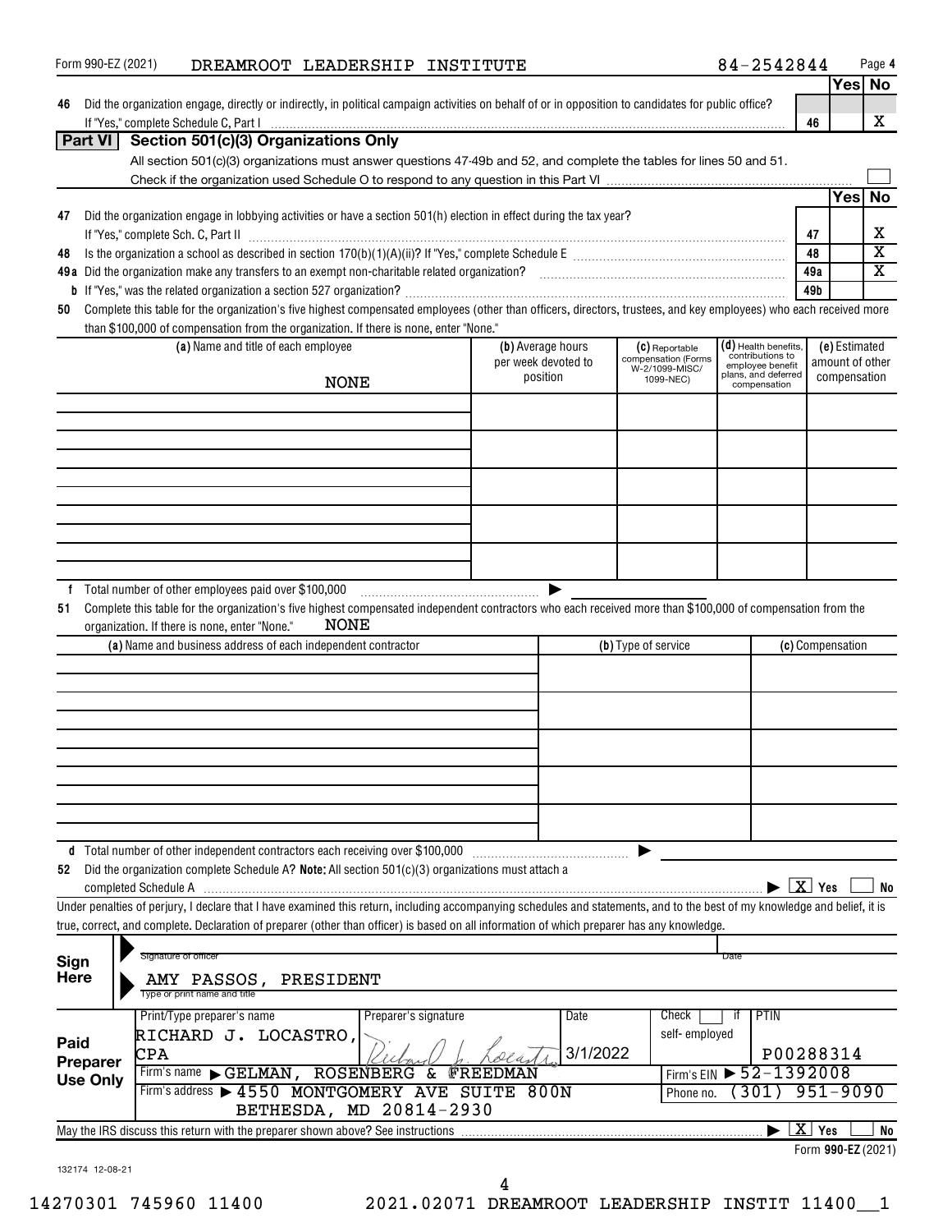Form 990-EZ (2021) DREAMROOT LEADERSHIP INSTITUTE 84-2542844 Page 4

| | | | Yes | No |
|---|---|---|---|---|
| 46 | Did the organization engage, directly or indirectly, in political campaign activities on behalf of or in opposition to candidates for public office? If "Yes," complete Schedule C, Part I | 46 | | X |

## Part VI Section 501(c)(3) Organizations Only

All section 501(c)(3) organizations must answer questions 47-49b and 52, and complete the tables for lines 50 and 51.

Check if the organization used Schedule O to respond to any question in this Part VI ☐

| | | | Yes | No |
|---|---|---|---|---|
| 47 | Did the organization engage in lobbying activities or have a section 501(h) election in effect during the tax year? If "Yes," complete Sch. C, Part II | 47 | | X |
| 48 | Is the organization a school as described in section 170(b)(1)(A)(ii)? If "Yes," complete Schedule E | 48 | | X |
| 49a | Did the organization make any transfers to an exempt non-charitable related organization? | 49a | | X |
| b | If "Yes," was the related organization a section 527 organization? | 49b | | |

**50** Complete this table for the organization's five highest compensated employees (other than officers, directors, trustees, and key employees) who each received more than $100,000 of compensation from the organization. If there is none, enter "None."

| (a) Name and title of each employee | (b) Average hours per week devoted to position | (c) Reportable compensation (Forms W-2/1099-MISC/1099-NEC) | (d) Health benefits, contributions to employee benefit plans, and deferred compensation | (e) Estimated amount of other compensation |
|---|---|---|---|---|
| NONE | | | | |
| | | | | |
| | | | | |
| | | | | |
| | | | | |

**f** Total number of other employees paid over $100,000 ▶

**51** Complete this table for the organization's five highest compensated independent contractors who each received more than $100,000 of compensation from the organization. If there is none, enter "None." NONE

| (a) Name and business address of each independent contractor | (b) Type of service | (c) Compensation |
|---|---|---|
| | | |
| | | |
| | | |
| | | |
| | | |

**d** Total number of other independent contractors each receiving over $100,000 ▶

**52** Did the organization complete Schedule A? **Note:** All section 501(c)(3) organizations must attach a completed Schedule A ▶ [X] Yes ☐ No

Under penalties of perjury, I declare that I have examined this return, including accompanying schedules and statements, and to the best of my knowledge and belief, it is true, correct, and complete. Declaration of preparer (other than officer) is based on all information of which preparer has any knowledge.

**Sign Here**

Signature of officer | Date

AMY PASSOS, PRESIDENT
Type or print name and title

**Paid Preparer Use Only**

| Print/Type preparer's name | Preparer's signature | Date | Check ☐ if self-employed | PTIN |
|---|---|---|---|---|
| RICHARD J. LOCASTRO, CPA | Richard J. Locastro | 3/1/2022 | | P00288314 |
| Firm's name ▶ GELMAN, ROSENBERG & FREEDMAN | | | Firm's EIN ▶ 52-1392008 | |
| Firm's address ▶ 4550 MONTGOMERY AVE SUITE 800N BETHESDA, MD 20814-2930 | | | Phone no. (301) 951-9090 | |

May the IRS discuss this return with the preparer shown above? See instructions ▶ [X] Yes ☐ No

Form 990-EZ (2021)

132174 12-08-21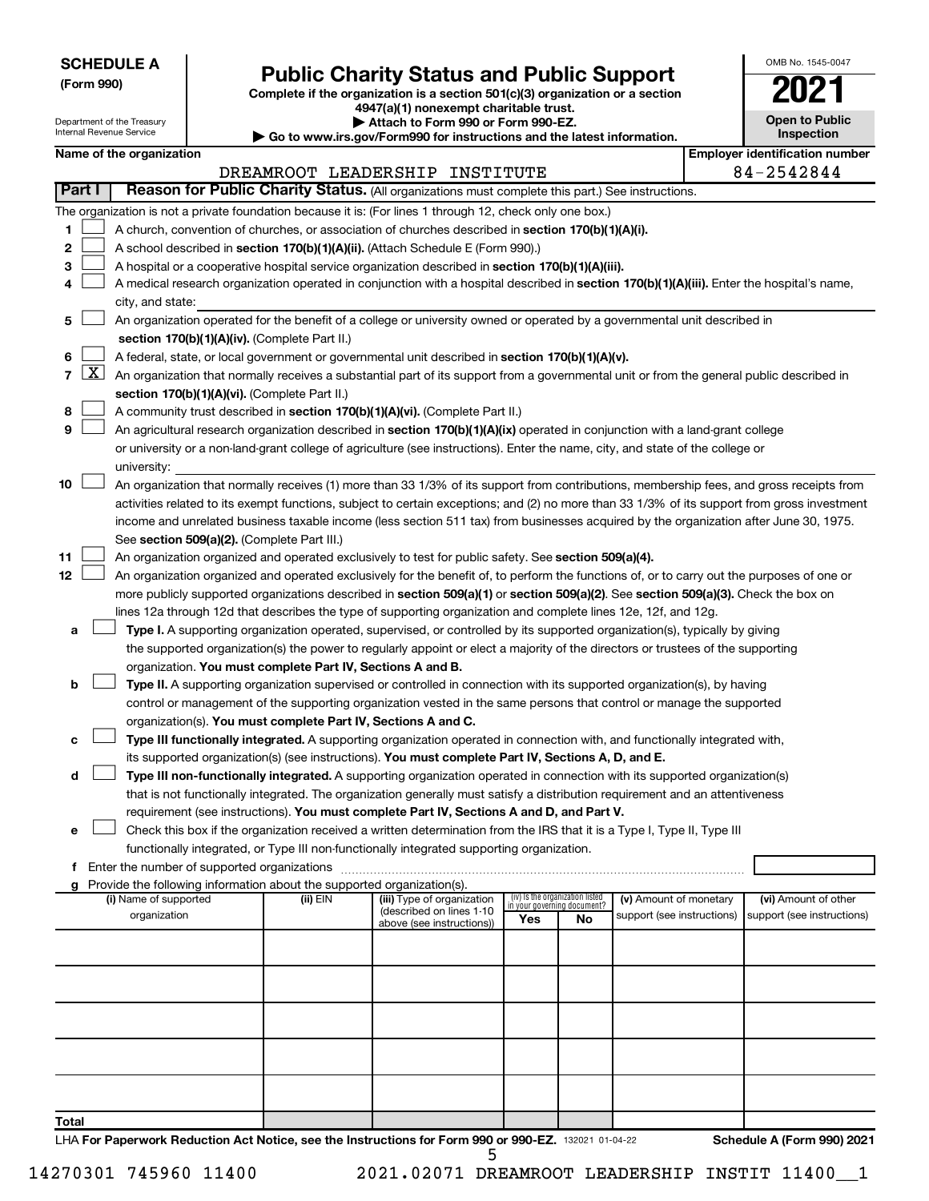**SCHEDULE A**
**(Form 990)**

Department of the Treasury
Internal Revenue Service

# Public Charity Status and Public Support

**Complete if the organization is a section 501(c)(3) organization or a section 4947(a)(1) nonexempt charitable trust.**
**▶ Attach to Form 990 or Form 990-EZ.**
**▶ Go to www.irs.gov/Form990 for instructions and the latest information.**

OMB No. 1545-0047
**2021**
**Open to Public Inspection**

**Name of the organization**
DREAMROOT LEADERSHIP INSTITUTE

**Employer identification number**
84-2542844

**Part I** **Reason for Public Charity Status.** (All organizations must complete this part.) See instructions.

The organization is not a private foundation because it is: (For lines 1 through 12, check only one box.)

1 ☐ A church, convention of churches, or association of churches described in **section 170(b)(1)(A)(i).**

2 ☐ A school described in **section 170(b)(1)(A)(ii).** (Attach Schedule E (Form 990).)

3 ☐ A hospital or a cooperative hospital service organization described in **section 170(b)(1)(A)(iii).**

4 ☐ A medical research organization operated in conjunction with a hospital described in **section 170(b)(1)(A)(iii).** Enter the hospital's name, city, and state:

5 ☐ An organization operated for the benefit of a college or university owned or operated by a governmental unit described in **section 170(b)(1)(A)(iv).** (Complete Part II.)

6 ☐ A federal, state, or local government or governmental unit described in **section 170(b)(1)(A)(v).**

7 ☒ An organization that normally receives a substantial part of its support from a governmental unit or from the general public described in **section 170(b)(1)(A)(vi).** (Complete Part II.)

8 ☐ A community trust described in **section 170(b)(1)(A)(vi).** (Complete Part II.)

9 ☐ An agricultural research organization described in **section 170(b)(1)(A)(ix)** operated in conjunction with a land-grant college or university or a non-land-grant college of agriculture (see instructions). Enter the name, city, and state of the college or university:

10 ☐ An organization that normally receives (1) more than 33 1/3% of its support from contributions, membership fees, and gross receipts from activities related to its exempt functions, subject to certain exceptions; and (2) no more than 33 1/3% of its support from gross investment income and unrelated business taxable income (less section 511 tax) from businesses acquired by the organization after June 30, 1975. See **section 509(a)(2).** (Complete Part III.)

11 ☐ An organization organized and operated exclusively to test for public safety. See **section 509(a)(4).**

12 ☐ An organization organized and operated exclusively for the benefit of, to perform the functions of, or to carry out the purposes of one or more publicly supported organizations described in **section 509(a)(1)** or **section 509(a)(2)**. See **section 509(a)(3).** Check the box on lines 12a through 12d that describes the type of supporting organization and complete lines 12e, 12f, and 12g.

**a** ☐ **Type I.** A supporting organization operated, supervised, or controlled by its supported organization(s), typically by giving the supported organization(s) the power to regularly appoint or elect a majority of the directors or trustees of the supporting organization. **You must complete Part IV, Sections A and B.**

**b** ☐ **Type II.** A supporting organization supervised or controlled in connection with its supported organization(s), by having control or management of the supporting organization vested in the same persons that control or manage the supported organization(s). **You must complete Part IV, Sections A and C.**

**c** ☐ **Type III functionally integrated.** A supporting organization operated in connection with, and functionally integrated with, its supported organization(s) (see instructions). **You must complete Part IV, Sections A, D, and E.**

**d** ☐ **Type III non-functionally integrated.** A supporting organization operated in connection with its supported organization(s) that is not functionally integrated. The organization generally must satisfy a distribution requirement and an attentiveness requirement (see instructions). **You must complete Part IV, Sections A and D, and Part V.**

**e** ☐ Check this box if the organization received a written determination from the IRS that it is a Type I, Type II, Type III functionally integrated, or Type III non-functionally integrated supporting organization.

**f** Enter the number of supported organizations

**g** Provide the following information about the supported organization(s).

| (i) Name of supported organization | (ii) EIN | (iii) Type of organization (described on lines 1-10 above (see instructions)) | (iv) Is the organization listed in your governing document? Yes | No | (v) Amount of monetary support (see instructions) | (vi) Amount of other support (see instructions) |
|---|---|---|---|---|---|---|
| | | | | | | |
| | | | | | | |
| | | | | | | |
| | | | | | | |
| | | | | | | |
| **Total** | | | | | | |

LHA **For Paperwork Reduction Act Notice, see the Instructions for Form 990 or 990-EZ.** 132021 01-04-22 **Schedule A (Form 990) 2021**

14270301 745960 11400 2021.02071 DREAMROOT LEADERSHIP INSTIT 11400__1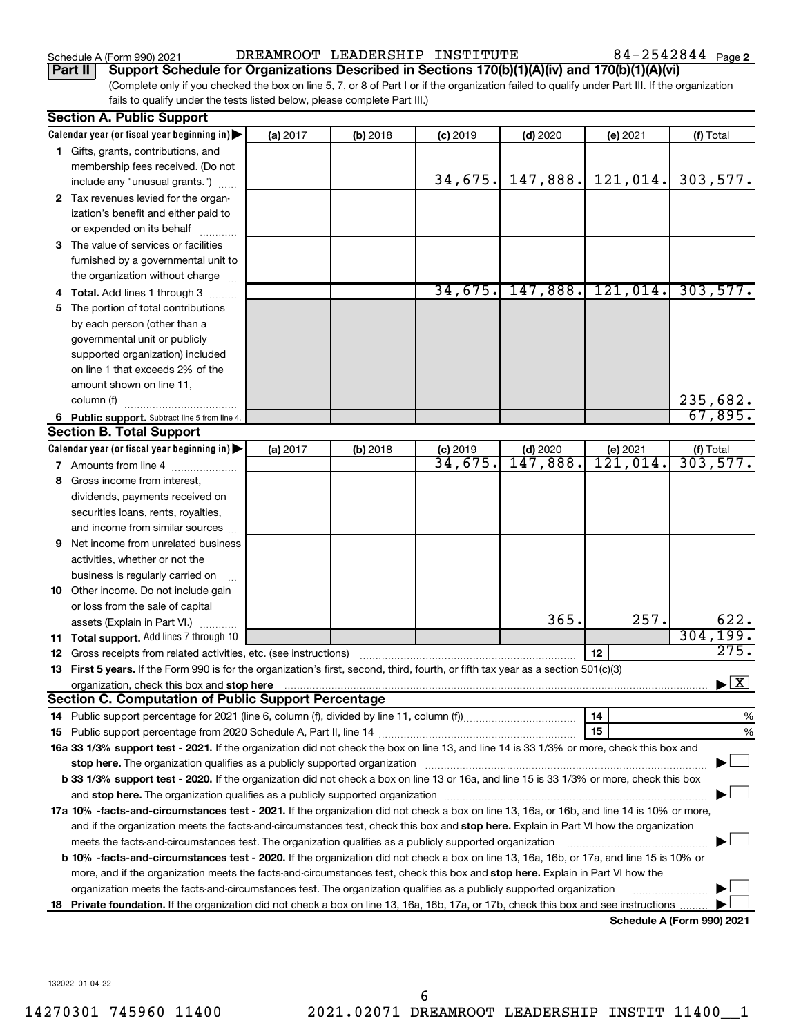Schedule A (Form 990) 2021 DREAMROOT LEADERSHIP INSTITUTE 84-2542844 Page 2

**Part II | Support Schedule for Organizations Described in Sections 170(b)(1)(A)(iv) and 170(b)(1)(A)(vi)**

(Complete only if you checked the box on line 5, 7, or 8 of Part I or if the organization failed to qualify under Part III. If the organization fails to qualify under the tests listed below, please complete Part III.)

## Section A. Public Support

| Calendar year (or fiscal year beginning in) ▶ | (a) 2017 | (b) 2018 | (c) 2019 | (d) 2020 | (e) 2021 | (f) Total |
|---|---|---|---|---|---|---|
| **1** Gifts, grants, contributions, and membership fees received. (Do not include any "unusual grants.") | | | 34,675. | 147,888. | 121,014. | 303,577. |
| **2** Tax revenues levied for the organization's benefit and either paid to or expended on its behalf | | | | | | |
| **3** The value of services or facilities furnished by a governmental unit to the organization without charge | | | | | | |
| **4 Total.** Add lines 1 through 3 | | | 34,675. | 147,888. | 121,014. | 303,577. |
| **5** The portion of total contributions by each person (other than a governmental unit or publicly supported organization) included on line 1 that exceeds 2% of the amount shown on line 11, column (f) | | | | | | 235,682. |
| **6 Public support.** Subtract line 5 from line 4. | | | | | | 67,895. |

## Section B. Total Support

| Calendar year (or fiscal year beginning in) ▶ | (a) 2017 | (b) 2018 | (c) 2019 | (d) 2020 | (e) 2021 | (f) Total |
|---|---|---|---|---|---|---|
| **7** Amounts from line 4 | | | 34,675. | 147,888. | 121,014. | 303,577. |
| **8** Gross income from interest, dividends, payments received on securities loans, rents, royalties, and income from similar sources | | | | | | |
| **9** Net income from unrelated business activities, whether or not the business is regularly carried on | | | | | | |
| **10** Other income. Do not include gain or loss from the sale of capital assets (Explain in Part VI.) | | | | 365. | 257. | 622. |
| **11 Total support.** Add lines 7 through 10 | | | | | | 304,199. |

**12** Gross receipts from related activities, etc. (see instructions) ..... **12** 275.

**13 First 5 years.** If the Form 990 is for the organization's first, second, third, fourth, or fifth tax year as a section 501(c)(3) organization, check this box and **stop here** ..... ▶ [X]

## Section C. Computation of Public Support Percentage

**14** Public support percentage for 2021 (line 6, column (f), divided by line 11, column (f)) ..... **14** %

**15** Public support percentage from 2020 Schedule A, Part II, line 14 ..... **15** %

**16a 33 1/3% support test - 2021.** If the organization did not check the box on line 13, and line 14 is 33 1/3% or more, check this box and **stop here.** The organization qualifies as a publicly supported organization ..... ▶ [ ]

**b 33 1/3% support test - 2020.** If the organization did not check a box on line 13 or 16a, and line 15 is 33 1/3% or more, check this box and **stop here.** The organization qualifies as a publicly supported organization ..... ▶ [ ]

**17a 10% -facts-and-circumstances test - 2021.** If the organization did not check a box on line 13, 16a, or 16b, and line 14 is 10% or more, and if the organization meets the facts-and-circumstances test, check this box and **stop here.** Explain in Part VI how the organization meets the facts-and-circumstances test. The organization qualifies as a publicly supported organization ..... ▶ [ ]

**b 10% -facts-and-circumstances test - 2020.** If the organization did not check a box on line 13, 16a, 16b, or 17a, and line 15 is 10% or more, and if the organization meets the facts-and-circumstances test, check this box and **stop here.** Explain in Part VI how the organization meets the facts-and-circumstances test. The organization qualifies as a publicly supported organization ..... ▶ [ ]

**18 Private foundation.** If the organization did not check a box on line 13, 16a, 16b, 17a, or 17b, check this box and see instructions ..... ▶ [ ]

**Schedule A (Form 990) 2021**

132022 01-04-22

14270301 745960 11400 2021.02071 DREAMROOT LEADERSHIP INSTIT 11400__1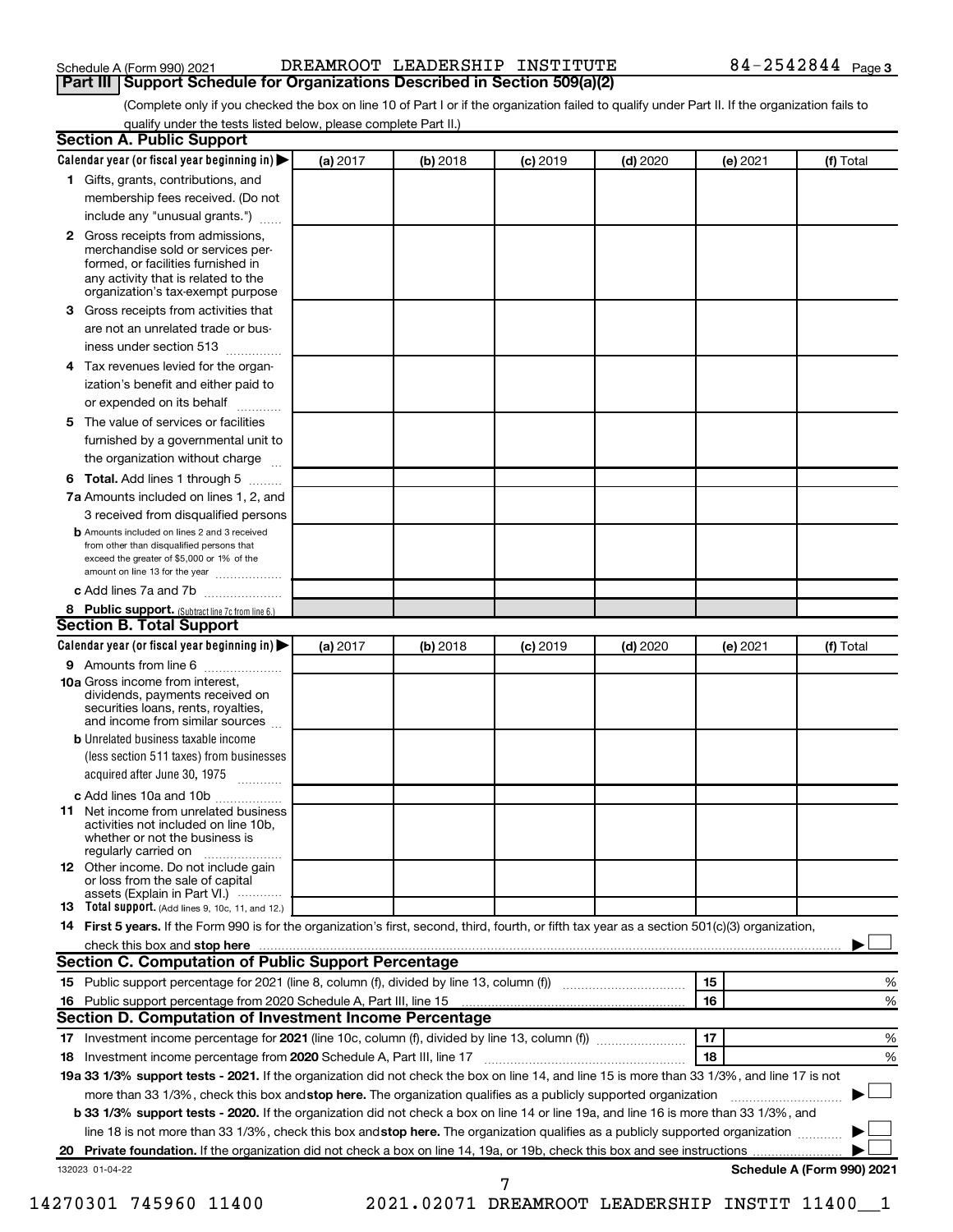Schedule A (Form 990) 2021 DREAMROOT LEADERSHIP INSTITUTE 84-2542844 Page 3

## Part III Support Schedule for Organizations Described in Section 509(a)(2)

(Complete only if you checked the box on line 10 of Part I or if the organization failed to qualify under Part II. If the organization fails to qualify under the tests listed below, please complete Part II.)

### Section A. Public Support

| Calendar year (or fiscal year beginning in) ▶ | (a) 2017 | (b) 2018 | (c) 2019 | (d) 2020 | (e) 2021 | (f) Total |
|---|---|---|---|---|---|---|
| 1 Gifts, grants, contributions, and membership fees received. (Do not include any "unusual grants.") | | | | | | |
| 2 Gross receipts from admissions, merchandise sold or services performed, or facilities furnished in any activity that is related to the organization's tax-exempt purpose | | | | | | |
| 3 Gross receipts from activities that are not an unrelated trade or business under section 513 | | | | | | |
| 4 Tax revenues levied for the organization's benefit and either paid to or expended on its behalf | | | | | | |
| 5 The value of services or facilities furnished by a governmental unit to the organization without charge | | | | | | |
| 6 Total. Add lines 1 through 5 | | | | | | |
| 7a Amounts included on lines 1, 2, and 3 received from disqualified persons | | | | | | |
| b Amounts included on lines 2 and 3 received from other than disqualified persons that exceed the greater of $5,000 or 1% of the amount on line 13 for the year | | | | | | |
| c Add lines 7a and 7b | | | | | | |
| 8 Public support. (Subtract line 7c from line 6.) | | | | | | |

### Section B. Total Support

| Calendar year (or fiscal year beginning in) ▶ | (a) 2017 | (b) 2018 | (c) 2019 | (d) 2020 | (e) 2021 | (f) Total |
|---|---|---|---|---|---|---|
| 9 Amounts from line 6 | | | | | | |
| 10a Gross income from interest, dividends, payments received on securities loans, rents, royalties, and income from similar sources | | | | | | |
| b Unrelated business taxable income (less section 511 taxes) from businesses acquired after June 30, 1975 | | | | | | |
| c Add lines 10a and 10b | | | | | | |
| 11 Net income from unrelated business activities not included on line 10b, whether or not the business is regularly carried on | | | | | | |
| 12 Other income. Do not include gain or loss from the sale of capital assets (Explain in Part VI.) | | | | | | |
| 13 Total support. (Add lines 9, 10c, 11, and 12.) | | | | | | |

14 **First 5 years.** If the Form 990 is for the organization's first, second, third, fourth, or fifth tax year as a section 501(c)(3) organization, check this box and **stop here** ▶ ☐

### Section C. Computation of Public Support Percentage

| | | | |
|---|---|---|---|
| 15 | Public support percentage for 2021 (line 8, column (f), divided by line 13, column (f)) | 15 | % |
| 16 | Public support percentage from 2020 Schedule A, Part III, line 15 | 16 | % |

### Section D. Computation of Investment Income Percentage

| | | | |
|---|---|---|---|
| 17 | Investment income percentage for **2021** (line 10c, column (f), divided by line 13, column (f)) | 17 | % |
| 18 | Investment income percentage from **2020** Schedule A, Part III, line 17 | 18 | % |

19a **33 1/3% support tests - 2021.** If the organization did not check the box on line 14, and line 15 is more than 33 1/3%, and line 17 is not more than 33 1/3%, check this box and **stop here.** The organization qualifies as a publicly supported organization ▶ ☐

b **33 1/3% support tests - 2020.** If the organization did not check a box on line 14 or line 19a, and line 16 is more than 33 1/3%, and line 18 is not more than 33 1/3%, check this box and **stop here.** The organization qualifies as a publicly supported organization ▶ ☐

20 **Private foundation.** If the organization did not check a box on line 14, 19a, or 19b, check this box and see instructions ▶ ☐

132023 01-04-22 **Schedule A (Form 990) 2021**

14270301 745960 11400 2021.02071 DREAMROOT LEADERSHIP INSTIT 11400__1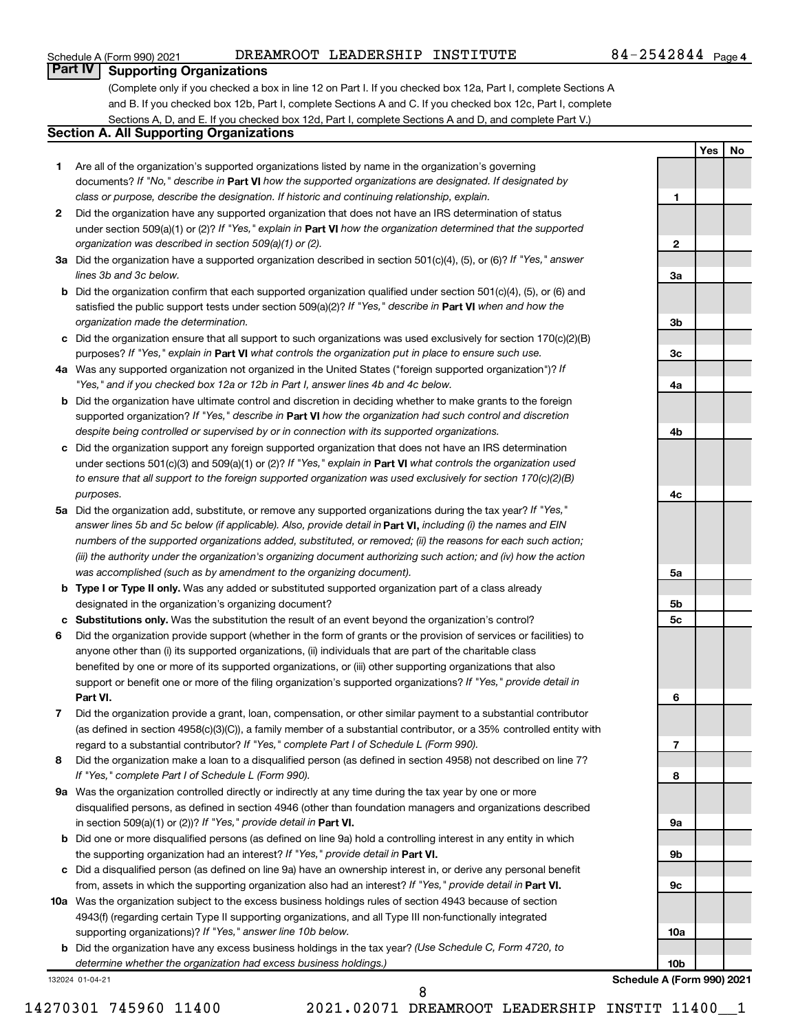Schedule A (Form 990) 2021 DREAMROOT LEADERSHIP INSTITUTE 84-2542844 Page 4

## Part IV Supporting Organizations

(Complete only if you checked a box in line 12 on Part I. If you checked box 12a, Part I, complete Sections A and B. If you checked box 12b, Part I, complete Sections A and C. If you checked box 12c, Part I, complete Sections A, D, and E. If you checked box 12d, Part I, complete Sections A and D, and complete Part V.)

### Section A. All Supporting Organizations

| | | | Yes | No |
|---|---|---|---|---|
| **1** | Are all of the organization's supported organizations listed by name in the organization's governing documents? *If "No," describe in* **Part VI** *how the supported organizations are designated. If designated by class or purpose, describe the designation. If historic and continuing relationship, explain.* | 1 | | |
| **2** | Did the organization have any supported organization that does not have an IRS determination of status under section 509(a)(1) or (2)? *If "Yes," explain in* **Part VI** *how the organization determined that the supported organization was described in section 509(a)(1) or (2).* | 2 | | |
| **3a** | Did the organization have a supported organization described in section 501(c)(4), (5), or (6)? *If "Yes," answer lines 3b and 3c below.* | 3a | | |
| **b** | Did the organization confirm that each supported organization qualified under section 501(c)(4), (5), or (6) and satisfied the public support tests under section 509(a)(2)? *If "Yes," describe in* **Part VI** *when and how the organization made the determination.* | 3b | | |
| **c** | Did the organization ensure that all support to such organizations was used exclusively for section 170(c)(2)(B) purposes? *If "Yes," explain in* **Part VI** *what controls the organization put in place to ensure such use.* | 3c | | |
| **4a** | Was any supported organization not organized in the United States ("foreign supported organization")? *If "Yes," and if you checked box 12a or 12b in Part I, answer lines 4b and 4c below.* | 4a | | |
| **b** | Did the organization have ultimate control and discretion in deciding whether to make grants to the foreign supported organization? *If "Yes," describe in* **Part VI** *how the organization had such control and discretion despite being controlled or supervised by or in connection with its supported organizations.* | 4b | | |
| **c** | Did the organization support any foreign supported organization that does not have an IRS determination under sections 501(c)(3) and 509(a)(1) or (2)? *If "Yes," explain in* **Part VI** *what controls the organization used to ensure that all support to the foreign supported organization was used exclusively for section 170(c)(2)(B) purposes.* | 4c | | |
| **5a** | Did the organization add, substitute, or remove any supported organizations during the tax year? *If "Yes," answer lines 5b and 5c below (if applicable). Also, provide detail in* **Part VI,** *including (i) the names and EIN numbers of the supported organizations added, substituted, or removed; (ii) the reasons for each such action; (iii) the authority under the organization's organizing document authorizing such action; and (iv) how the action was accomplished (such as by amendment to the organizing document).* | 5a | | |
| **b** | **Type I or Type II only.** Was any added or substituted supported organization part of a class already designated in the organization's organizing document? | 5b | | |
| **c** | **Substitutions only.** Was the substitution the result of an event beyond the organization's control? | 5c | | |
| **6** | Did the organization provide support (whether in the form of grants or the provision of services or facilities) to anyone other than (i) its supported organizations, (ii) individuals that are part of the charitable class benefited by one or more of its supported organizations, or (iii) other supporting organizations that also support or benefit one or more of the filing organization's supported organizations? *If "Yes," provide detail in* **Part VI.** | 6 | | |
| **7** | Did the organization provide a grant, loan, compensation, or other similar payment to a substantial contributor (as defined in section 4958(c)(3)(C)), a family member of a substantial contributor, or a 35% controlled entity with regard to a substantial contributor? *If "Yes," complete Part I of Schedule L (Form 990).* | 7 | | |
| **8** | Did the organization make a loan to a disqualified person (as defined in section 4958) not described on line 7? *If "Yes," complete Part I of Schedule L (Form 990).* | 8 | | |
| **9a** | Was the organization controlled directly or indirectly at any time during the tax year by one or more disqualified persons, as defined in section 4946 (other than foundation managers and organizations described in section 509(a)(1) or (2))? *If "Yes," provide detail in* **Part VI.** | 9a | | |
| **b** | Did one or more disqualified persons (as defined on line 9a) hold a controlling interest in any entity in which the supporting organization had an interest? *If "Yes," provide detail in* **Part VI.** | 9b | | |
| **c** | Did a disqualified person (as defined on line 9a) have an ownership interest in, or derive any personal benefit from, assets in which the supporting organization also had an interest? *If "Yes," provide detail in* **Part VI.** | 9c | | |
| **10a** | Was the organization subject to the excess business holdings rules of section 4943 because of section 4943(f) (regarding certain Type II supporting organizations, and all Type III non-functionally integrated supporting organizations)? *If "Yes," answer line 10b below.* | 10a | | |
| **b** | Did the organization have any excess business holdings in the tax year? *(Use Schedule C, Form 4720, to determine whether the organization had excess business holdings.)* | 10b | | |

132024 01-04-21 **Schedule A (Form 990) 2021**

14270301 745960 11400 2021.02071 DREAMROOT LEADERSHIP INSTIT 11400__1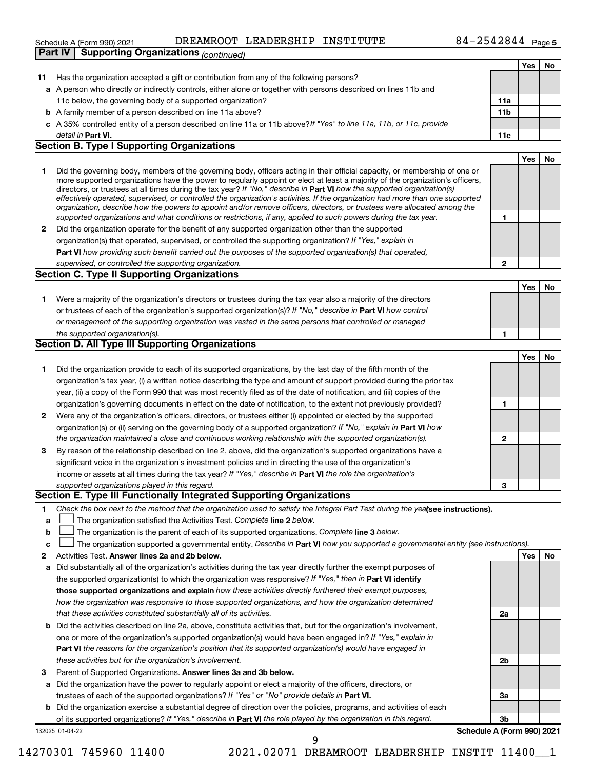Schedule A (Form 990) 2021 DREAMROOT LEADERSHIP INSTITUTE 84-2542844 Page 5

## Part IV Supporting Organizations *(continued)*

| | | | Yes | No |
|---|---|---|---|---|
| **11** | Has the organization accepted a gift or contribution from any of the following persons? | | | |
| **a** | A person who directly or indirectly controls, either alone or together with persons described on lines 11b and 11c below, the governing body of a supported organization? | 11a | | |
| **b** | A family member of a person described on line 11a above? | 11b | | |
| **c** | A 35% controlled entity of a person described on line 11a or 11b above? *If "Yes" to line 11a, 11b, or 11c, provide detail in* **Part VI.** | 11c | | |

### Section B. Type I Supporting Organizations

| | | | Yes | No |
|---|---|---|---|---|
| **1** | Did the governing body, members of the governing body, officers acting in their official capacity, or membership of one or more supported organizations have the power to regularly appoint or elect at least a majority of the organization's officers, directors, or trustees at all times during the tax year? *If "No," describe in* **Part VI** *how the supported organization(s) effectively operated, supervised, or controlled the organization's activities. If the organization had more than one supported organization, describe how the powers to appoint and/or remove officers, directors, or trustees were allocated among the supported organizations and what conditions or restrictions, if any, applied to such powers during the tax year.* | 1 | | |
| **2** | Did the organization operate for the benefit of any supported organization other than the supported organization(s) that operated, supervised, or controlled the supporting organization? *If "Yes," explain in* **Part VI** *how providing such benefit carried out the purposes of the supported organization(s) that operated, supervised, or controlled the supporting organization.* | 2 | | |

### Section C. Type II Supporting Organizations

| | | | Yes | No |
|---|---|---|---|---|
| **1** | Were a majority of the organization's directors or trustees during the tax year also a majority of the directors or trustees of each of the organization's supported organization(s)? *If "No," describe in* **Part VI** *how control or management of the supporting organization was vested in the same persons that controlled or managed the supported organization(s).* | 1 | | |

### Section D. All Type III Supporting Organizations

| | | | Yes | No |
|---|---|---|---|---|
| **1** | Did the organization provide to each of its supported organizations, by the last day of the fifth month of the organization's tax year, (i) a written notice describing the type and amount of support provided during the prior tax year, (ii) a copy of the Form 990 that was most recently filed as of the date of notification, and (iii) copies of the organization's governing documents in effect on the date of notification, to the extent not previously provided? | 1 | | |
| **2** | Were any of the organization's officers, directors, or trustees either (i) appointed or elected by the supported organization(s) or (ii) serving on the governing body of a supported organization? *If "No," explain in* **Part VI** *how the organization maintained a close and continuous working relationship with the supported organization(s).* | 2 | | |
| **3** | By reason of the relationship described on line 2, above, did the organization's supported organizations have a significant voice in the organization's investment policies and in directing the use of the organization's income or assets at all times during the tax year? *If "Yes," describe in* **Part VI** *the role the organization's supported organizations played in this regard.* | 3 | | |

### Section E. Type III Functionally Integrated Supporting Organizations

**1** *Check the box next to the method that the organization used to satisfy the Integral Part Test during the year* **(see instructions).**

- **a** ☐ The organization satisfied the Activities Test. *Complete* **line 2** *below.*
- **b** ☐ The organization is the parent of each of its supported organizations. *Complete* **line 3** *below.*
- **c** ☐ The organization supported a governmental entity. *Describe in* **Part VI** *how you supported a governmental entity (see instructions).*

| | | | Yes | No |
|---|---|---|---|---|
| **2** | Activities Test. **Answer lines 2a and 2b below.** | | | |
| **a** | Did substantially all of the organization's activities during the tax year directly further the exempt purposes of the supported organization(s) to which the organization was responsive? *If "Yes," then in* **Part VI identify those supported organizations and explain** *how these activities directly furthered their exempt purposes, how the organization was responsive to those supported organizations, and how the organization determined that these activities constituted substantially all of its activities.* | 2a | | |
| **b** | Did the activities described on line 2a, above, constitute activities that, but for the organization's involvement, one or more of the organization's supported organization(s) would have been engaged in? *If "Yes," explain in* **Part VI** *the reasons for the organization's position that its supported organization(s) would have engaged in these activities but for the organization's involvement.* | 2b | | |
| **3** | Parent of Supported Organizations. **Answer lines 3a and 3b below.** | | | |
| **a** | Did the organization have the power to regularly appoint or elect a majority of the officers, directors, or trustees of each of the supported organizations? *If "Yes" or "No" provide details in* **Part VI.** | 3a | | |
| **b** | Did the organization exercise a substantial degree of direction over the policies, programs, and activities of each of its supported organizations? *If "Yes," describe in* **Part VI** *the role played by the organization in this regard.* | 3b | | |

132025 01-04-22 **Schedule A (Form 990) 2021**

14270301 745960 11400 2021.02071 DREAMROOT LEADERSHIP INSTIT 11400__1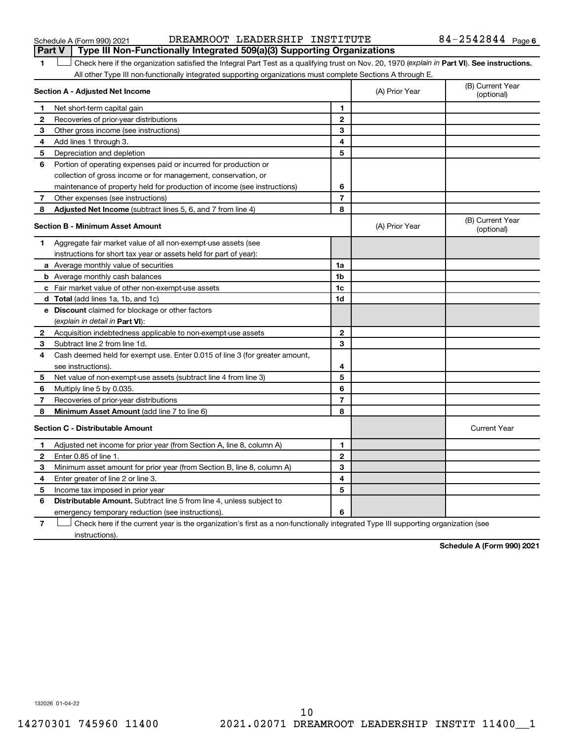Schedule A (Form 990) 2021 DREAMROOT LEADERSHIP INSTITUTE 84-2542844 Page 6

## Part V Type III Non-Functionally Integrated 509(a)(3) Supporting Organizations

1 ☐ Check here if the organization satisfied the Integral Part Test as a qualifying trust on Nov. 20, 1970 (*explain in* **Part VI**). **See instructions.** All other Type III non-functionally integrated supporting organizations must complete Sections A through E.

| **Section A - Adjusted Net Income** | | | (A) Prior Year | (B) Current Year (optional) |
|---|---|---|---|---|
| 1 | Net short-term capital gain | 1 | | |
| 2 | Recoveries of prior-year distributions | 2 | | |
| 3 | Other gross income (see instructions) | 3 | | |
| 4 | Add lines 1 through 3. | 4 | | |
| 5 | Depreciation and depletion | 5 | | |
| 6 | Portion of operating expenses paid or incurred for production or collection of gross income or for management, conservation, or maintenance of property held for production of income (see instructions) | 6 | | |
| 7 | Other expenses (see instructions) | 7 | | |
| 8 | **Adjusted Net Income** (subtract lines 5, 6, and 7 from line 4) | 8 | | |

| **Section B - Minimum Asset Amount** | | | (A) Prior Year | (B) Current Year (optional) |
|---|---|---|---|---|
| 1 | Aggregate fair market value of all non-exempt-use assets (see instructions for short tax year or assets held for part of year): | | | |
| a | Average monthly value of securities | 1a | | |
| b | Average monthly cash balances | 1b | | |
| c | Fair market value of other non-exempt-use assets | 1c | | |
| d | **Total** (add lines 1a, 1b, and 1c) | 1d | | |
| e | **Discount** claimed for blockage or other factors (*explain in detail in* **Part VI**): | | | |
| 2 | Acquisition indebtedness applicable to non-exempt-use assets | 2 | | |
| 3 | Subtract line 2 from line 1d. | 3 | | |
| 4 | Cash deemed held for exempt use. Enter 0.015 of line 3 (for greater amount, see instructions). | 4 | | |
| 5 | Net value of non-exempt-use assets (subtract line 4 from line 3) | 5 | | |
| 6 | Multiply line 5 by 0.035. | 6 | | |
| 7 | Recoveries of prior-year distributions | 7 | | |
| 8 | **Minimum Asset Amount** (add line 7 to line 6) | 8 | | |

| **Section C - Distributable Amount** | | | | Current Year |
|---|---|---|---|---|
| 1 | Adjusted net income for prior year (from Section A, line 8, column A) | 1 | | |
| 2 | Enter 0.85 of line 1. | 2 | | |
| 3 | Minimum asset amount for prior year (from Section B, line 8, column A) | 3 | | |
| 4 | Enter greater of line 2 or line 3. | 4 | | |
| 5 | Income tax imposed in prior year | 5 | | |
| 6 | **Distributable Amount.** Subtract line 5 from line 4, unless subject to emergency temporary reduction (see instructions). | 6 | | |

7 ☐ Check here if the current year is the organization's first as a non-functionally integrated Type III supporting organization (see instructions).

**Schedule A (Form 990) 2021**

132026 01-04-22

14270301 745960 11400 2021.02071 DREAMROOT LEADERSHIP INSTIT 11400__1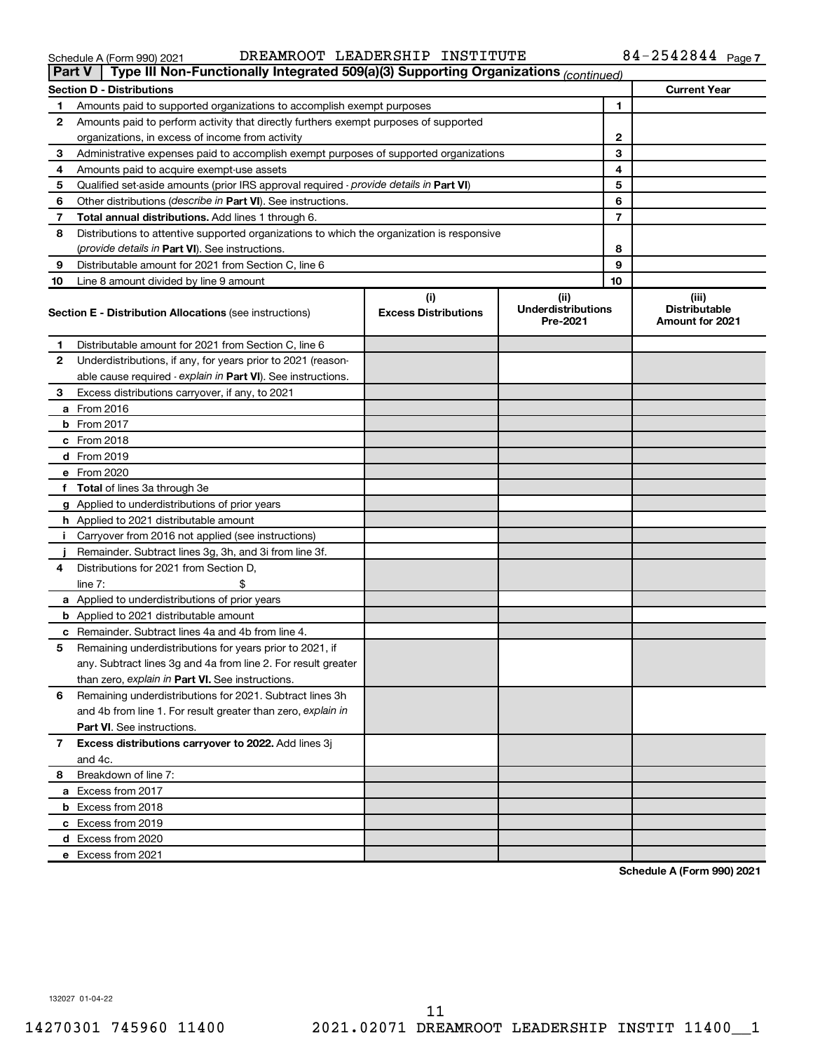Schedule A (Form 990) 2021 DREAMROOT LEADERSHIP INSTITUTE 84-2542844 Page 7

## Part V Type III Non-Functionally Integrated 509(a)(3) Supporting Organizations *(continued)*

| Section D - Distributions | | Current Year |
|---|---|---|
| 1 Amounts paid to supported organizations to accomplish exempt purposes | 1 | |
| 2 Amounts paid to perform activity that directly furthers exempt purposes of supported organizations, in excess of income from activity | 2 | |
| 3 Administrative expenses paid to accomplish exempt purposes of supported organizations | 3 | |
| 4 Amounts paid to acquire exempt-use assets | 4 | |
| 5 Qualified set-aside amounts (prior IRS approval required - *provide details in* **Part VI**) | 5 | |
| 6 Other distributions (*describe in* **Part VI**). See instructions. | 6 | |
| 7 **Total annual distributions.** Add lines 1 through 6. | 7 | |
| 8 Distributions to attentive supported organizations to which the organization is responsive (*provide details in* **Part VI**). See instructions. | 8 | |
| 9 Distributable amount for 2021 from Section C, line 6 | 9 | |
| 10 Line 8 amount divided by line 9 amount | 10 | |

| **Section E - Distribution Allocations** (see instructions) | (i) Excess Distributions | (ii) Underdistributions Pre-2021 | (iii) Distributable Amount for 2021 |
|---|---|---|---|
| 1 Distributable amount for 2021 from Section C, line 6 | | | |
| 2 Underdistributions, if any, for years prior to 2021 (reasonable cause required - *explain in* **Part VI**). See instructions. | | | |
| 3 Excess distributions carryover, if any, to 2021 | | | |
| a From 2016 | | | |
| b From 2017 | | | |
| c From 2018 | | | |
| d From 2019 | | | |
| e From 2020 | | | |
| f **Total** of lines 3a through 3e | | | |
| g Applied to underdistributions of prior years | | | |
| h Applied to 2021 distributable amount | | | |
| i Carryover from 2016 not applied (see instructions) | | | |
| j Remainder. Subtract lines 3g, 3h, and 3i from line 3f. | | | |
| 4 Distributions for 2021 from Section D, line 7: $ | | | |
| a Applied to underdistributions of prior years | | | |
| b Applied to 2021 distributable amount | | | |
| c Remainder. Subtract lines 4a and 4b from line 4. | | | |
| 5 Remaining underdistributions for years prior to 2021, if any. Subtract lines 3g and 4a from line 2. For result greater than zero, *explain in* **Part VI.** See instructions. | | | |
| 6 Remaining underdistributions for 2021. Subtract lines 3h and 4b from line 1. For result greater than zero, *explain in* **Part VI**. See instructions. | | | |
| 7 **Excess distributions carryover to 2022.** Add lines 3j and 4c. | | | |
| 8 Breakdown of line 7: | | | |
| a Excess from 2017 | | | |
| b Excess from 2018 | | | |
| c Excess from 2019 | | | |
| d Excess from 2020 | | | |
| e Excess from 2021 | | | |

**Schedule A (Form 990) 2021**

132027 01-04-22

14270301 745960 11400 2021.02071 DREAMROOT LEADERSHIP INSTIT 11400__1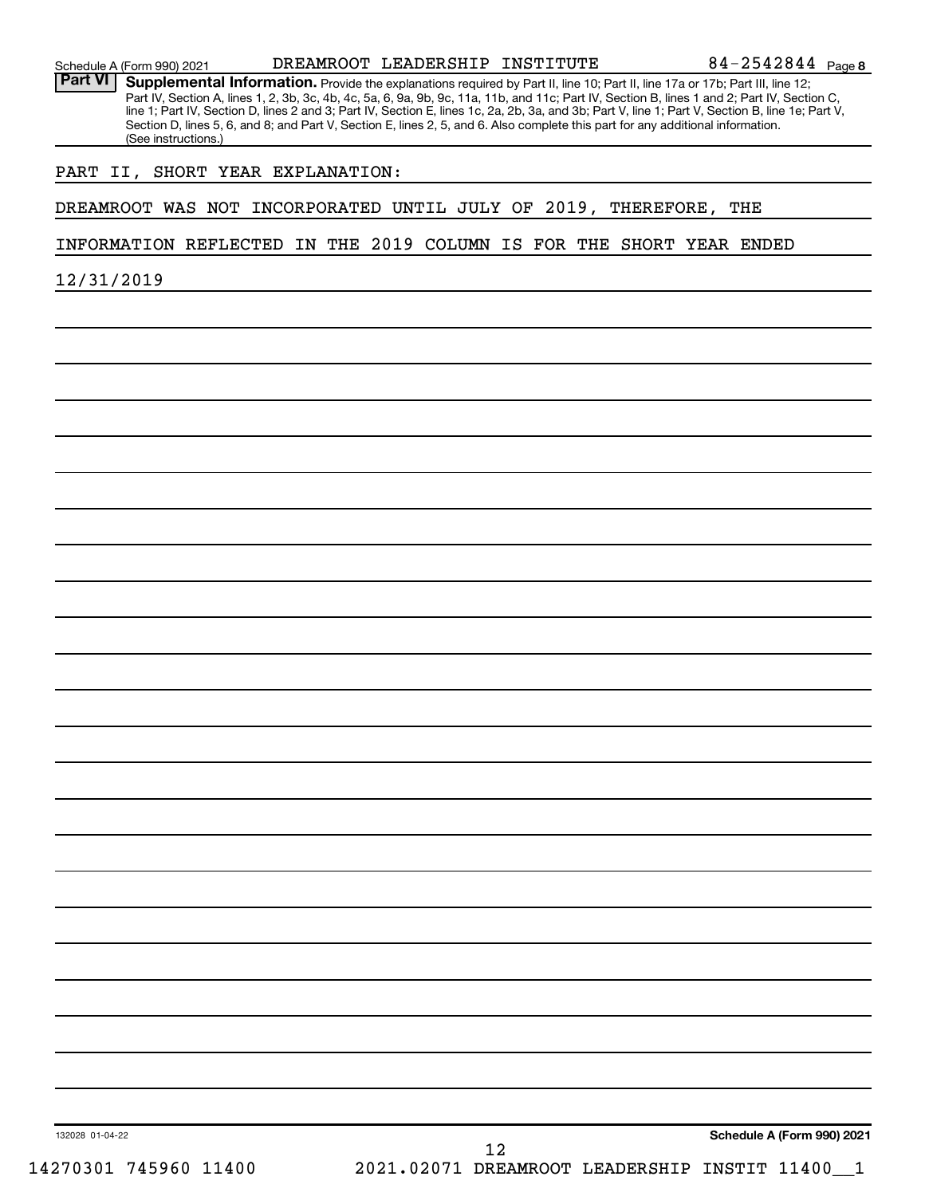Schedule A (Form 990) 2021 DREAMROOT LEADERSHIP INSTITUTE 84-2542844 Page 8

**Part VI** **Supplemental Information.** Provide the explanations required by Part II, line 10; Part II, line 17a or 17b; Part III, line 12; Part IV, Section A, lines 1, 2, 3b, 3c, 4b, 4c, 5a, 6, 9a, 9b, 9c, 11a, 11b, and 11c; Part IV, Section B, lines 1 and 2; Part IV, Section C, line 1; Part IV, Section D, lines 2 and 3; Part IV, Section E, lines 1c, 2a, 2b, 3a, and 3b; Part V, line 1; Part V, Section B, line 1e; Part V, Section D, lines 5, 6, and 8; and Part V, Section E, lines 2, 5, and 6. Also complete this part for any additional information. (See instructions.)

PART II, SHORT YEAR EXPLANATION:

DREAMROOT WAS NOT INCORPORATED UNTIL JULY OF 2019, THEREFORE, THE INFORMATION REFLECTED IN THE 2019 COLUMN IS FOR THE SHORT YEAR ENDED 12/31/2019

132028 01-04-22 **Schedule A (Form 990) 2021**

14270301 745960 11400 2021.02071 DREAMROOT LEADERSHIP INSTIT 11400__1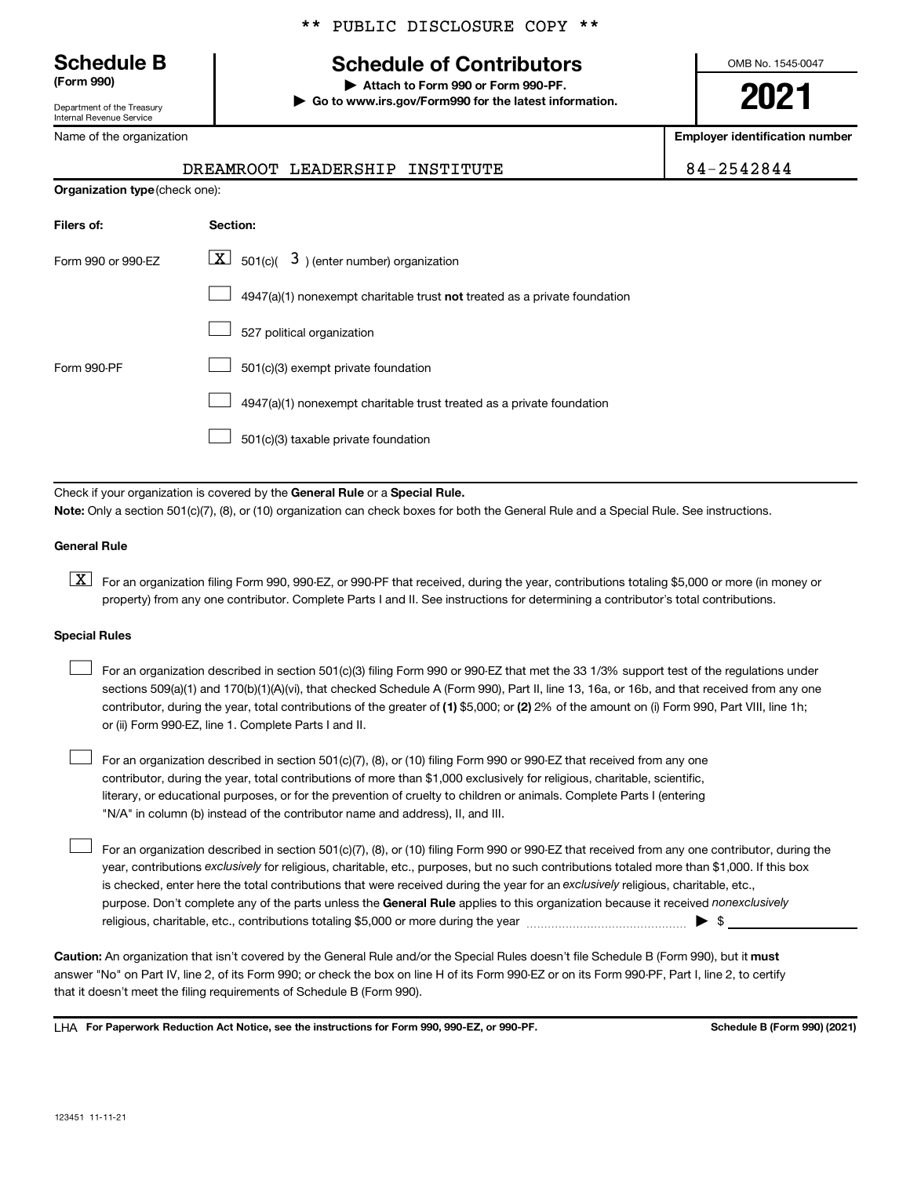\*\* PUBLIC DISCLOSURE COPY \*\*

**Schedule B**
**(Form 990)**

Department of the Treasury
Internal Revenue Service

# Schedule of Contributors

▶ Attach to Form 990 or Form 990-PF.
▶ Go to www.irs.gov/Form990 for the latest information.

OMB No. 1545-0047

**2021**

| Name of the organization | Employer identification number |
|---|---|
| DREAMROOT LEADERSHIP INSTITUTE | 84-2542844 |

**Organization type** (check one):

| Filers of: | Section: |
|---|---|
| Form 990 or 990-EZ | [X] 501(c)( 3 ) (enter number) organization |
| | [ ] 4947(a)(1) nonexempt charitable trust **not** treated as a private foundation |
| | [ ] 527 political organization |
| Form 990-PF | [ ] 501(c)(3) exempt private foundation |
| | [ ] 4947(a)(1) nonexempt charitable trust treated as a private foundation |
| | [ ] 501(c)(3) taxable private foundation |

Check if your organization is covered by the **General Rule** or a **Special Rule.**

**Note:** Only a section 501(c)(7), (8), or (10) organization can check boxes for both the General Rule and a Special Rule. See instructions.

**General Rule**

[X] For an organization filing Form 990, 990-EZ, or 990-PF that received, during the year, contributions totaling $5,000 or more (in money or property) from any one contributor. Complete Parts I and II. See instructions for determining a contributor's total contributions.

**Special Rules**

[ ] For an organization described in section 501(c)(3) filing Form 990 or 990-EZ that met the 33 1/3% support test of the regulations under sections 509(a)(1) and 170(b)(1)(A)(vi), that checked Schedule A (Form 990), Part II, line 13, 16a, or 16b, and that received from any one contributor, during the year, total contributions of the greater of **(1)** $5,000; or **(2)** 2% of the amount on (i) Form 990, Part VIII, line 1h; or (ii) Form 990-EZ, line 1. Complete Parts I and II.

[ ] For an organization described in section 501(c)(7), (8), or (10) filing Form 990 or 990-EZ that received from any one contributor, during the year, total contributions of more than $1,000 exclusively for religious, charitable, scientific, literary, or educational purposes, or for the prevention of cruelty to children or animals. Complete Parts I (entering "N/A" in column (b) instead of the contributor name and address), II, and III.

[ ] For an organization described in section 501(c)(7), (8), or (10) filing Form 990 or 990-EZ that received from any one contributor, during the year, contributions *exclusively* for religious, charitable, etc., purposes, but no such contributions totaled more than $1,000. If this box is checked, enter here the total contributions that were received during the year for an *exclusively* religious, charitable, etc., purpose. Don't complete any of the parts unless the **General Rule** applies to this organization because it received *nonexclusively* religious, charitable, etc., contributions totaling $5,000 or more during the year ▶ $

**Caution:** An organization that isn't covered by the General Rule and/or the Special Rules doesn't file Schedule B (Form 990), but it **must** answer "No" on Part IV, line 2, of its Form 990; or check the box on line H of its Form 990-EZ or on its Form 990-PF, Part I, line 2, to certify that it doesn't meet the filing requirements of Schedule B (Form 990).

LHA **For Paperwork Reduction Act Notice, see the instructions for Form 990, 990-EZ, or 990-PF.** **Schedule B (Form 990) (2021)**

123451 11-11-21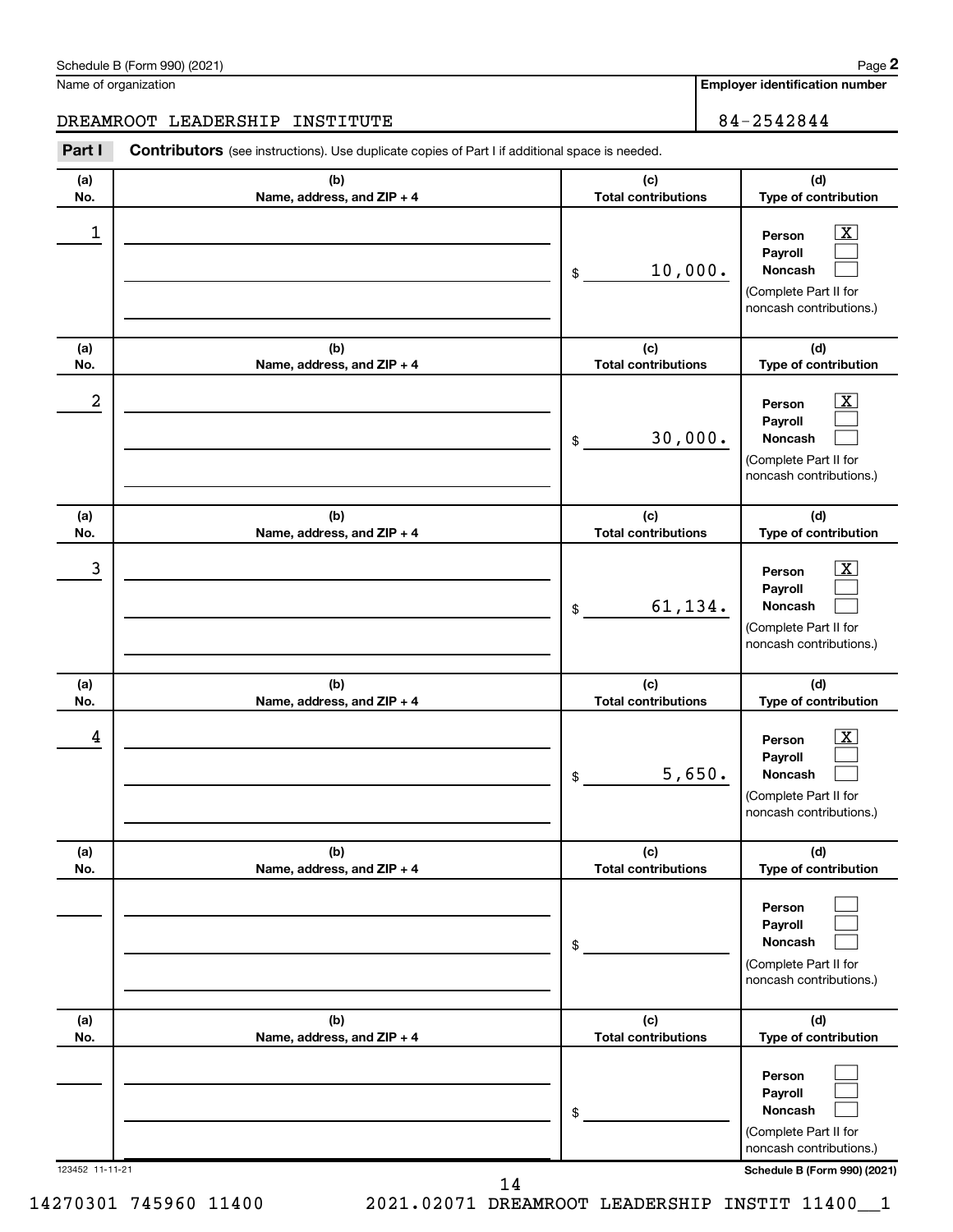Schedule B (Form 990) (2021) Page **2**

Name of organization | **Employer identification number**

DREAMROOT LEADERSHIP INSTITUTE | 84-2542844

**Part I** **Contributors** (see instructions). Use duplicate copies of Part I if additional space is needed.

| (a) No. | (b) Name, address, and ZIP + 4 | (c) Total contributions | (d) Type of contribution |
|---|---|---|---|
| 1 | | $ 10,000. | Person [X] Payroll [ ] Noncash [ ] (Complete Part II for noncash contributions.) |
| 2 | | $ 30,000. | Person [X] Payroll [ ] Noncash [ ] (Complete Part II for noncash contributions.) |
| 3 | | $ 61,134. | Person [X] Payroll [ ] Noncash [ ] (Complete Part II for noncash contributions.) |
| 4 | | $ 5,650. | Person [X] Payroll [ ] Noncash [ ] (Complete Part II for noncash contributions.) |
| | | $ | Person [ ] Payroll [ ] Noncash [ ] (Complete Part II for noncash contributions.) |
| | | $ | Person [ ] Payroll [ ] Noncash [ ] (Complete Part II for noncash contributions.) |

123452 11-11-21 **Schedule B (Form 990) (2021)**

14270301 745960 11400 2021.02071 DREAMROOT LEADERSHIP INSTIT 11400__1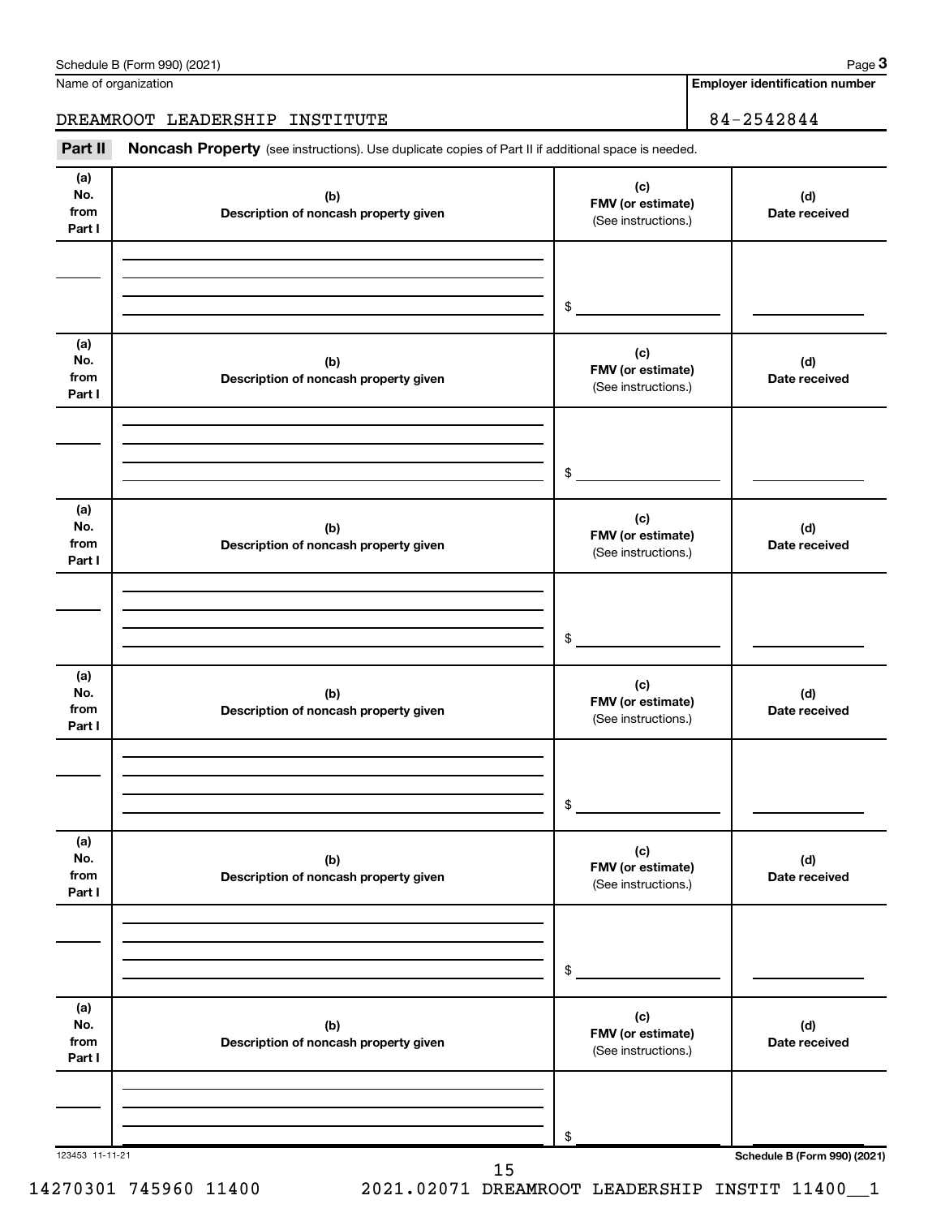Schedule B (Form 990) (2021)

Name of organization: DREAMROOT LEADERSHIP INSTITUTE

Employer identification number: 84-2542844

**Part II** **Noncash Property** (see instructions). Use duplicate copies of Part II if additional space is needed.

| (a) No. from Part I | (b) Description of noncash property given | (c) FMV (or estimate) (See instructions.) | (d) Date received |
|---|---|---|---|
| | | $ | |

| (a) No. from Part I | (b) Description of noncash property given | (c) FMV (or estimate) (See instructions.) | (d) Date received |
|---|---|---|---|
| | | $ | |

| (a) No. from Part I | (b) Description of noncash property given | (c) FMV (or estimate) (See instructions.) | (d) Date received |
|---|---|---|---|
| | | $ | |

| (a) No. from Part I | (b) Description of noncash property given | (c) FMV (or estimate) (See instructions.) | (d) Date received |
|---|---|---|---|
| | | $ | |

| (a) No. from Part I | (b) Description of noncash property given | (c) FMV (or estimate) (See instructions.) | (d) Date received |
|---|---|---|---|
| | | $ | |

| (a) No. from Part I | (b) Description of noncash property given | (c) FMV (or estimate) (See instructions.) | (d) Date received |
|---|---|---|---|
| | | $ | |

123453 11-11-21

Schedule B (Form 990) (2021)

14270301 745960 11400 2021.02071 DREAMROOT LEADERSHIP INSTIT 11400__1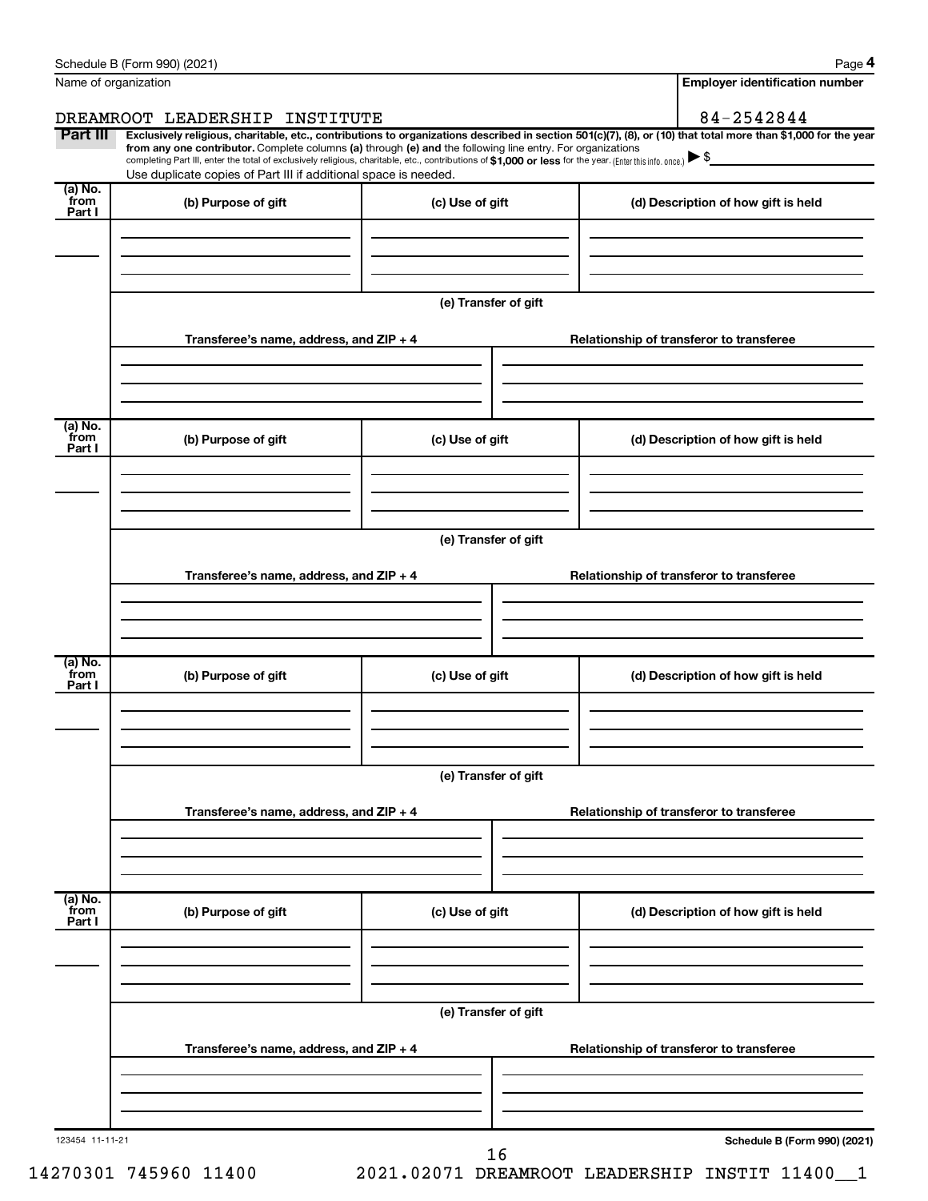Schedule B (Form 990) (2021) Page **4**

Name of organization

DREAMROOT LEADERSHIP INSTITUTE

**Employer identification number**

84-2542844

**Part III** **Exclusively religious, charitable, etc., contributions to organizations described in section 501(c)(7), (8), or (10) that total more than $1,000 for the year from any one contributor.** Complete columns **(a)** through **(e)** and the following line entry. For organizations completing Part III, enter the total of exclusively religious, charitable, etc., contributions of **$1,000 or less** for the year. (Enter this info. once.) ▶ $

Use duplicate copies of Part III if additional space is needed.

| (a) No. from Part I | (b) Purpose of gift | (c) Use of gift | (d) Description of how gift is held |
|---|---|---|---|
| | | | |

**(e) Transfer of gift**

| Transferee's name, address, and ZIP + 4 | Relationship of transferor to transferee |
|---|---|
| | |

| (a) No. from Part I | (b) Purpose of gift | (c) Use of gift | (d) Description of how gift is held |
|---|---|---|---|
| | | | |

**(e) Transfer of gift**

| Transferee's name, address, and ZIP + 4 | Relationship of transferor to transferee |
|---|---|
| | |

| (a) No. from Part I | (b) Purpose of gift | (c) Use of gift | (d) Description of how gift is held |
|---|---|---|---|
| | | | |

**(e) Transfer of gift**

| Transferee's name, address, and ZIP + 4 | Relationship of transferor to transferee |
|---|---|
| | |

| (a) No. from Part I | (b) Purpose of gift | (c) Use of gift | (d) Description of how gift is held |
|---|---|---|---|
| | | | |

**(e) Transfer of gift**

| Transferee's name, address, and ZIP + 4 | Relationship of transferor to transferee |
|---|---|
| | |

123454 11-11-21 **Schedule B (Form 990) (2021)**

14270301 745960 11400 2021.02071 DREAMROOT LEADERSHIP INSTIT 11400__1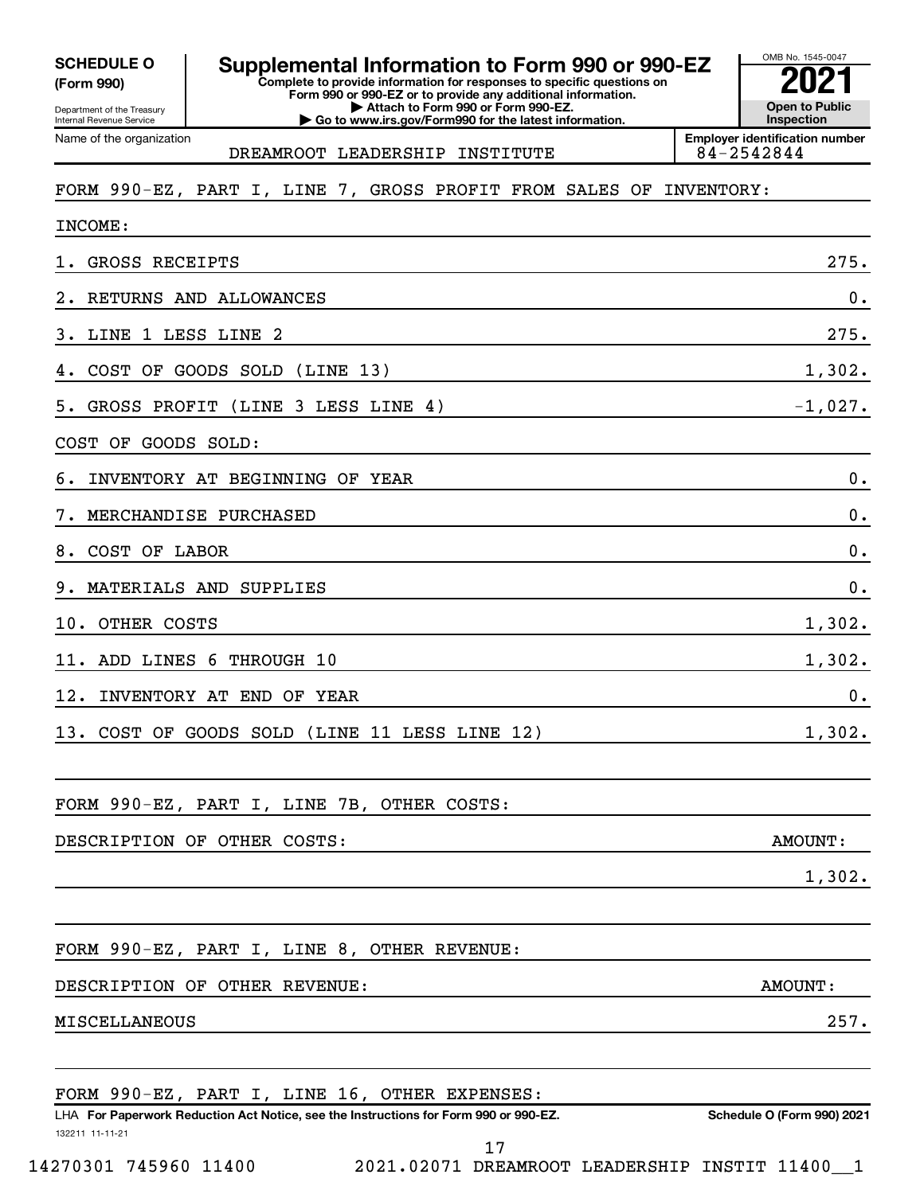**SCHEDULE O (Form 990)**

Department of the Treasury
Internal Revenue Service

# Supplemental Information to Form 990 or 990-EZ

**Complete to provide information for responses to specific questions on Form 990 or 990-EZ or to provide any additional information.**
**▶ Attach to Form 990 or Form 990-EZ.**
**▶ Go to www.irs.gov/Form990 for the latest information.**

OMB No. 1545-0047

**2021**

**Open to Public Inspection**

| Name of the organization | Employer identification number |
|---|---|
| DREAMROOT LEADERSHIP INSTITUTE | 84-2542844 |

FORM 990-EZ, PART I, LINE 7, GROSS PROFIT FROM SALES OF INVENTORY:

INCOME:

| | |
|---|---|
| 1. GROSS RECEIPTS | 275. |
| 2. RETURNS AND ALLOWANCES | 0. |
| 3. LINE 1 LESS LINE 2 | 275. |
| 4. COST OF GOODS SOLD (LINE 13) | 1,302. |
| 5. GROSS PROFIT (LINE 3 LESS LINE 4) | -1,027. |

COST OF GOODS SOLD:

| | |
|---|---|
| 6. INVENTORY AT BEGINNING OF YEAR | 0. |
| 7. MERCHANDISE PURCHASED | 0. |
| 8. COST OF LABOR | 0. |
| 9. MATERIALS AND SUPPLIES | 0. |
| 10. OTHER COSTS | 1,302. |
| 11. ADD LINES 6 THROUGH 10 | 1,302. |
| 12. INVENTORY AT END OF YEAR | 0. |
| 13. COST OF GOODS SOLD (LINE 11 LESS LINE 12) | 1,302. |

FORM 990-EZ, PART I, LINE 7B, OTHER COSTS:

| DESCRIPTION OF OTHER COSTS: | AMOUNT: |
|---|---|
| | 1,302. |

FORM 990-EZ, PART I, LINE 8, OTHER REVENUE:

| DESCRIPTION OF OTHER REVENUE: | AMOUNT: |
|---|---|
| MISCELLANEOUS | 257. |

FORM 990-EZ, PART I, LINE 16, OTHER EXPENSES:

LHA **For Paperwork Reduction Act Notice, see the Instructions for Form 990 or 990-EZ.** **Schedule O (Form 990) 2021**

132211 11-11-21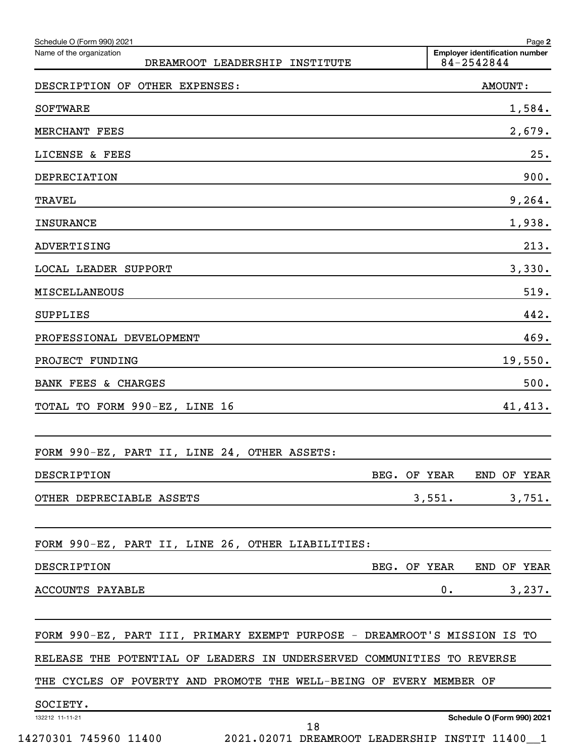Schedule O (Form 990) 2021

Name of the organization: DREAMROOT LEADERSHIP INSTITUTE

Employer identification number: 84-2542844

| DESCRIPTION OF OTHER EXPENSES: | AMOUNT: |
|---|---|
| SOFTWARE | 1,584. |
| MERCHANT FEES | 2,679. |
| LICENSE & FEES | 25. |
| DEPRECIATION | 900. |
| TRAVEL | 9,264. |
| INSURANCE | 1,938. |
| ADVERTISING | 213. |
| LOCAL LEADER SUPPORT | 3,330. |
| MISCELLANEOUS | 519. |
| SUPPLIES | 442. |
| PROFESSIONAL DEVELOPMENT | 469. |
| PROJECT FUNDING | 19,550. |
| BANK FEES & CHARGES | 500. |
| TOTAL TO FORM 990-EZ, LINE 16 | 41,413. |

FORM 990-EZ, PART II, LINE 24, OTHER ASSETS:

| DESCRIPTION | BEG. OF YEAR | END OF YEAR |
|---|---|---|
| OTHER DEPRECIABLE ASSETS | 3,551. | 3,751. |

FORM 990-EZ, PART II, LINE 26, OTHER LIABILITIES:

| DESCRIPTION | BEG. OF YEAR | END OF YEAR |
|---|---|---|
| ACCOUNTS PAYABLE | 0. | 3,237. |

FORM 990-EZ, PART III, PRIMARY EXEMPT PURPOSE - DREAMROOT'S MISSION IS TO RELEASE THE POTENTIAL OF LEADERS IN UNDERSERVED COMMUNITIES TO REVERSE THE CYCLES OF POVERTY AND PROMOTE THE WELL-BEING OF EVERY MEMBER OF SOCIETY.

132212 11-11-21

Schedule O (Form 990) 2021

14270301 745960 11400 2021.02071 DREAMROOT LEADERSHIP INSTIT 11400__1